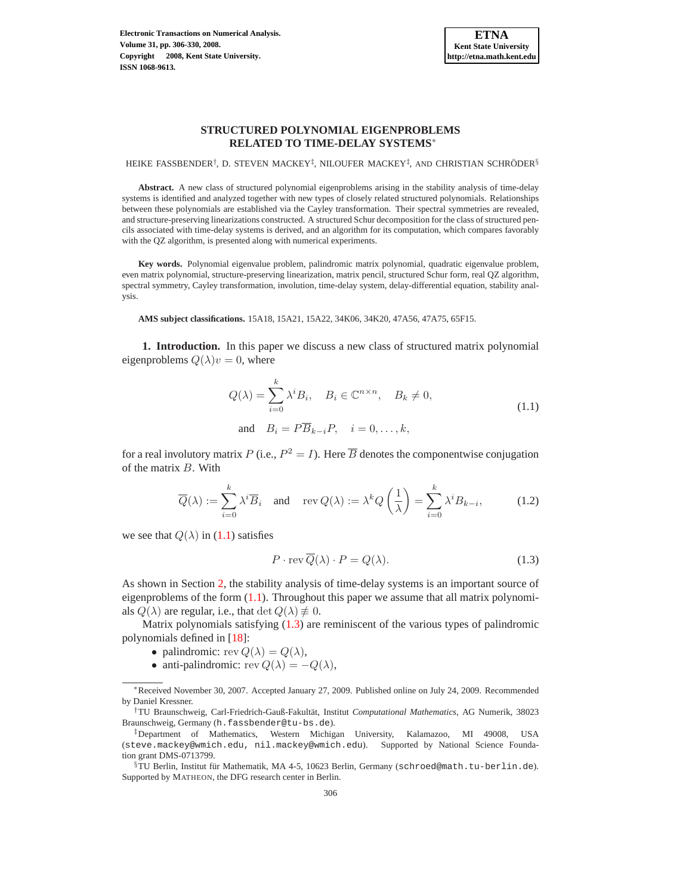# STRUCTURED POLYNOMIAL EIGENPROBLEMS RELATED TO TIME-DELAY SYSTEMS*

HEIKE FASSBENDER[†], D. STEVEN MACKEY[‡], NILOUFER MACKEY[‡], AND CHRISTIAN SCHRÖDER[§]

**Abstract.** A new class of structured polynomial eigenproblems arising in the stability analysis of time-delay systems is identified and analyzed together with new types of closely related structured polynomials. Relationships between these polynomials are established via the Cayley transformation. Their spectral symmetries are revealed, and structure-preserving linearizations constructed. A structured Schur decomposition for the class of structured pencils associated with time-delay systems is derived, and an algorithm for its computation, which compares favorably with the QZ algorithm, is presented along with numerical experiments.

**Key words.** Polynomial eigenvalue problem, palindromic matrix polynomial, quadratic eigenvalue problem, even matrix polynomial, structure-preserving linearization, matrix pencil, structured Schur form, real QZ algorithm, spectral symmetry, Cayley transformation, involution, time-delay system, delay-differential equation, stability analysis.

**AMS subject classifications.** 15A18, 15A21, 15A22, 34K06, 34K20, 47A56, 47A75, 65F15.

## 1. Introduction.

In this paper we discuss a new class of structured matrix polynomial eigenproblems $Q(\lambda)v = 0$, where

$$
\begin{aligned}
Q(\lambda) &= \sum_{i=0}^{k} \lambda^i B_i, \quad B_i \in \mathbb{C}^{n\times n}, \quad B_k \neq 0, \\
&\text{and} \quad B_i = P\overline{B}_{k-i}P, \quad i = 0,\dots,k,
\end{aligned}
\tag{1.1}
$$

for a real involutory matrix $P$ (i.e., $P^2 = I$). Here $\overline{B}$ denotes the componentwise conjugation of the matrix $B$. With

$$
\overline{Q}(\lambda) := \sum_{i=0}^{k} \lambda^i \overline{B}_i \quad \text{and} \quad \operatorname{rev} Q(\lambda) := \lambda^k Q\left(\frac{1}{\lambda}\right) = \sum_{i=0}^{k} \lambda^i B_{k-i}, \tag{1.2}
$$

we see that $Q(\lambda)$ in (1.1) satisfies

$$
P \cdot \operatorname{rev} \overline{Q}(\lambda) \cdot P = Q(\lambda). \tag{1.3}
$$

As shown in Section 2, the stability analysis of time-delay systems is an important source of eigenproblems of the form (1.1). Throughout this paper we assume that all matrix polynomials $Q(\lambda)$ are regular, i.e., that $\det Q(\lambda) \not\equiv 0$.

Matrix polynomials satisfying (1.3) are reminiscent of the various types of palindromic polynomials defined in [18]:

- palindromic: $\operatorname{rev} Q(\lambda) = Q(\lambda)$,
- anti-palindromic: $\operatorname{rev} Q(\lambda) = -Q(\lambda)$,

---

*Received November 30, 2007. Accepted January 27, 2009. Published online on July 24, 2009. Recommended by Daniel Kressner.

[†]TU Braunschweig, Carl-Friedrich-Gauß-Fakultät, Institut *Computational Mathematics*, AG Numerik, 38023 Braunschweig, Germany (h.fassbender@tu-bs.de).

[‡]Department of Mathematics, Western Michigan University, Kalamazoo, MI 49008, USA (steve.mackey@wmich.edu, nil.mackey@wmich.edu). Supported by National Science Foundation grant DMS-0713799.

[§]TU Berlin, Institut für Mathematik, MA 4-5, 10623 Berlin, Germany (schroed@math.tu-berlin.de). Supported by MATHEON, the DFG research center in Berlin.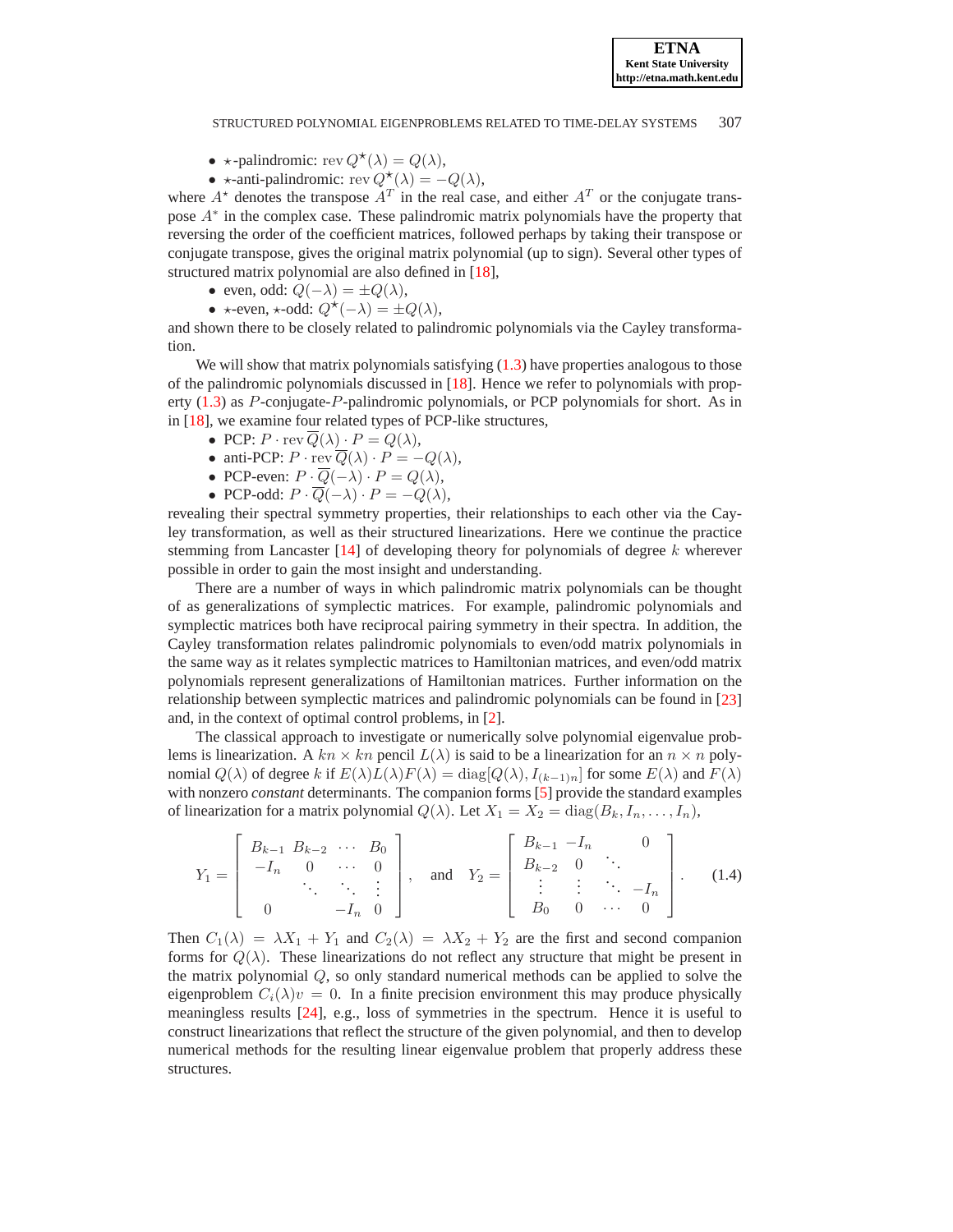- $\star$-palindromic: $\operatorname{rev} Q^\star(\lambda) = Q(\lambda)$,
- $\star$-anti-palindromic: $\operatorname{rev} Q^\star(\lambda) = -Q(\lambda)$,

where $A^\star$ denotes the transpose $A^T$ in the real case, and either $A^T$ or the conjugate transpose $A^*$ in the complex case. These palindromic matrix polynomials have the property that reversing the order of the coefficient matrices, followed perhaps by taking their transpose or conjugate transpose, gives the original matrix polynomial (up to sign). Several other types of structured matrix polynomial are also defined in [18],

- even, odd: $Q(-\lambda) = \pm Q(\lambda)$,
- $\star$-even, $\star$-odd: $Q^\star(-\lambda) = \pm Q(\lambda)$,

and shown there to be closely related to palindromic polynomials via the Cayley transformation.

We will show that matrix polynomials satisfying (1.3) have properties analogous to those of the palindromic polynomials discussed in [18]. Hence we refer to polynomials with property (1.3) as $P$-conjugate-$P$-palindromic polynomials, or PCP polynomials for short. As in in [18], we examine four related types of PCP-like structures,

- PCP: $P \cdot \operatorname{rev} \overline{Q}(\lambda) \cdot P = Q(\lambda)$,
- anti-PCP: $P \cdot \operatorname{rev} \overline{Q}(\lambda) \cdot P = -Q(\lambda)$,
- PCP-even: $P \cdot \overline{Q}(-\lambda) \cdot P = Q(\lambda)$,
- PCP-odd: $P \cdot \overline{Q}(-\lambda) \cdot P = -Q(\lambda)$,

revealing their spectral symmetry properties, their relationships to each other via the Cayley transformation, as well as their structured linearizations. Here we continue the practice stemming from Lancaster [14] of developing theory for polynomials of degree $k$ wherever possible in order to gain the most insight and understanding.

There are a number of ways in which palindromic matrix polynomials can be thought of as generalizations of symplectic matrices. For example, palindromic polynomials and symplectic matrices both have reciprocal pairing symmetry in their spectra. In addition, the Cayley transformation relates palindromic polynomials to even/odd matrix polynomials in the same way as it relates symplectic matrices to Hamiltonian matrices, and even/odd matrix polynomials represent generalizations of Hamiltonian matrices. Further information on the relationship between symplectic matrices and palindromic polynomials can be found in [23] and, in the context of optimal control problems, in [2].

The classical approach to investigate or numerically solve polynomial eigenvalue problems is linearization. A $kn \times kn$ pencil $L(\lambda)$ is said to be a linearization for an $n \times n$ polynomial $Q(\lambda)$ of degree $k$ if $E(\lambda)L(\lambda)F(\lambda) = \operatorname{diag}[Q(\lambda), I_{(k-1)n}]$ for some $E(\lambda)$ and $F(\lambda)$ with nonzero *constant* determinants. The companion forms [5] provide the standard examples of linearization for a matrix polynomial $Q(\lambda)$. Let $X_1 = X_2 = \operatorname{diag}(B_k, I_n, \ldots, I_n)$,

$$Y_1 = \begin{bmatrix} B_{k-1} & B_{k-2} & \cdots & B_0 \\ -I_n & 0 & \cdots & 0 \\ & \ddots & \ddots & \vdots \\ 0 & & -I_n & 0 \end{bmatrix}, \quad \text{and} \quad Y_2 = \begin{bmatrix} B_{k-1} & -I_n & & 0 \\ B_{k-2} & 0 & \ddots & \\ \vdots & \vdots & \ddots & -I_n \\ B_0 & 0 & \cdots & 0 \end{bmatrix}. \tag{1.4}$$

Then $C_1(\lambda) = \lambda X_1 + Y_1$ and $C_2(\lambda) = \lambda X_2 + Y_2$ are the first and second companion forms for $Q(\lambda)$. These linearizations do not reflect any structure that might be present in the matrix polynomial $Q$, so only standard numerical methods can be applied to solve the eigenproblem $C_i(\lambda)v = 0$. In a finite precision environment this may produce physically meaningless results [24], e.g., loss of symmetries in the spectrum. Hence it is useful to construct linearizations that reflect the structure of the given polynomial, and then to develop numerical methods for the resulting linear eigenvalue problem that properly address these structures.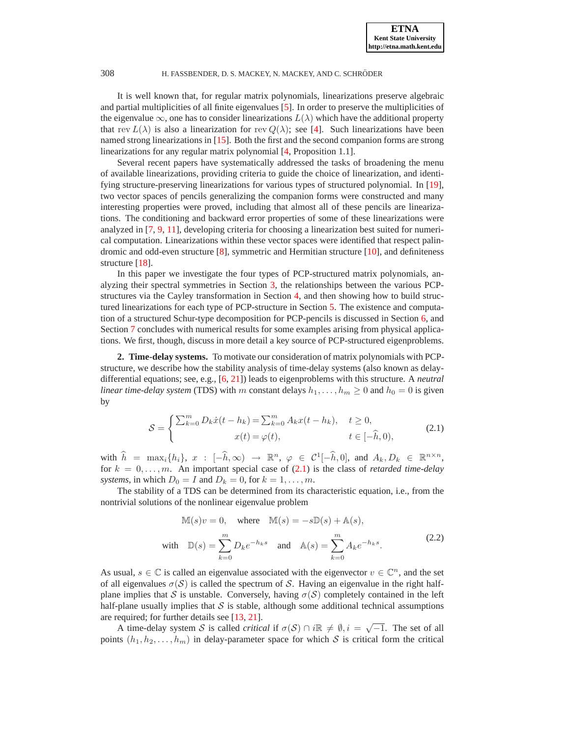It is well known that, for regular matrix polynomials, linearizations preserve algebraic and partial multiplicities of all finite eigenvalues [5]. In order to preserve the multiplicities of the eigenvalue $\infty$, one has to consider linearizations $L(\lambda)$ which have the additional property that $\operatorname{rev} L(\lambda)$ is also a linearization for $\operatorname{rev} Q(\lambda)$; see [4]. Such linearizations have been named strong linearizations in [15]. Both the first and the second companion forms are strong linearizations for any regular matrix polynomial [4, Proposition 1.1].

Several recent papers have systematically addressed the tasks of broadening the menu of available linearizations, providing criteria to guide the choice of linearization, and identifying structure-preserving linearizations for various types of structured polynomial. In [19], two vector spaces of pencils generalizing the companion forms were constructed and many interesting properties were proved, including that almost all of these pencils are linearizations. The conditioning and backward error properties of some of these linearizations were analyzed in [7, 9, 11], developing criteria for choosing a linearization best suited for numerical computation. Linearizations within these vector spaces were identified that respect palindromic and odd-even structure [8], symmetric and Hermitian structure [10], and definiteness structure [18].

In this paper we investigate the four types of PCP-structured matrix polynomials, analyzing their spectral symmetries in Section 3, the relationships between the various PCP-structures via the Cayley transformation in Section 4, and then showing how to build structured linearizations for each type of PCP-structure in Section 5. The existence and computation of a structured Schur-type decomposition for PCP-pencils is discussed in Section 6, and Section 7 concludes with numerical results for some examples arising from physical applications. We first, though, discuss in more detail a key source of PCP-structured eigenproblems.

## 2. Time-delay systems.

To motivate our consideration of matrix polynomials with PCP-structure, we describe how the stability analysis of time-delay systems (also known as delay-differential equations; see, e.g., [6, 21]) leads to eigenproblems with this structure. A *neutral linear time-delay system* (TDS) with $m$ constant delays $h_1, \ldots, h_m \geq 0$ and $h_0 = 0$ is given by

$$
\mathcal{S} = \begin{cases} \sum_{k=0}^{m} D_k \dot{x}(t - h_k) = \sum_{k=0}^{m} A_k x(t - h_k), & t \geq 0, \\ x(t) = \varphi(t), & t \in [-\widehat{h}, 0), \end{cases} \tag{2.1}
$$

with $\widehat{h} = \max_i\{h_i\}$, $x : [-\widehat{h}, \infty) \to \mathbb{R}^n$, $\varphi \in \mathcal{C}^1[-\widehat{h}, 0]$, and $A_k, D_k \in \mathbb{R}^{n \times n}$, for $k = 0, \ldots, m$. An important special case of (2.1) is the class of *retarded time-delay systems*, in which $D_0 = I$ and $D_k = 0$, for $k = 1, \ldots, m$.

The stability of a TDS can be determined from its characteristic equation, i.e., from the nontrivial solutions of the nonlinear eigenvalue problem

$$
\begin{gathered}
\mathbb{M}(s)v = 0, \quad \text{where} \quad \mathbb{M}(s) = -s\mathbb{D}(s) + \mathbb{A}(s), \\
\text{with} \quad \mathbb{D}(s) = \sum_{k=0}^{m} D_k e^{-h_k s} \quad \text{and} \quad \mathbb{A}(s) = \sum_{k=0}^{m} A_k e^{-h_k s}.
\end{gathered} \tag{2.2}
$$

As usual, $s \in \mathbb{C}$ is called an eigenvalue associated with the eigenvector $v \in \mathbb{C}^n$, and the set of all eigenvalues $\sigma(\mathcal{S})$ is called the spectrum of $\mathcal{S}$. Having an eigenvalue in the right half-plane implies that $\mathcal{S}$ is unstable. Conversely, having $\sigma(\mathcal{S})$ completely contained in the left half-plane usually implies that $\mathcal{S}$ is stable, although some additional technical assumptions are required; for further details see [13, 21].

A time-delay system $\mathcal{S}$ is called *critical* if $\sigma(\mathcal{S}) \cap i\mathbb{R} \neq \emptyset, i = \sqrt{-1}$. The set of all points $(h_1, h_2, \ldots, h_m)$ in delay-parameter space for which $\mathcal{S}$ is critical form the critical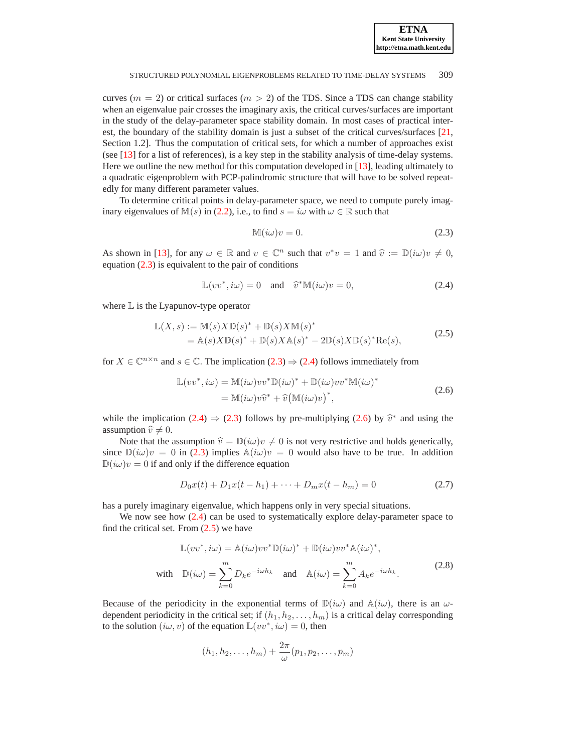curves ($m = 2$) or critical surfaces ($m > 2$) of the TDS. Since a TDS can change stability when an eigenvalue pair crosses the imaginary axis, the critical curves/surfaces are important in the study of the delay-parameter space stability domain. In most cases of practical interest, the boundary of the stability domain is just a subset of the critical curves/surfaces [21, Section 1.2]. Thus the computation of critical sets, for which a number of approaches exist (see [13] for a list of references), is a key step in the stability analysis of time-delay systems. Here we outline the new method for this computation developed in [13], leading ultimately to a quadratic eigenproblem with PCP-palindromic structure that will have to be solved repeatedly for many different parameter values.

To determine critical points in delay-parameter space, we need to compute purely imaginary eigenvalues of $\mathbb{M}(s)$ in (2.2), i.e., to find $s = i\omega$ with $\omega \in \mathbb{R}$ such that

$$\mathbb{M}(i\omega)v = 0. \tag{2.3}$$

As shown in [13], for any $\omega \in \mathbb{R}$ and $v \in \mathbb{C}^n$ such that $v^*v = 1$ and $\widehat{v} := \mathbb{D}(i\omega)v \neq 0$, equation (2.3) is equivalent to the pair of conditions

$$\mathbb{L}(vv^*, i\omega) = 0 \quad \text{and} \quad \widehat{v}^*\mathbb{M}(i\omega)v = 0, \tag{2.4}$$

where $\mathbb{L}$ is the Lyapunov-type operator

$$\begin{aligned} \mathbb{L}(X, s) &:= \mathbb{M}(s)X\mathbb{D}(s)^* + \mathbb{D}(s)X\mathbb{M}(s)^* \\ &= \mathbb{A}(s)X\mathbb{D}(s)^* + \mathbb{D}(s)X\mathbb{A}(s)^* - 2\mathbb{D}(s)X\mathbb{D}(s)^*\mathrm{Re}(s), \end{aligned} \tag{2.5}$$

for $X \in \mathbb{C}^{n\times n}$ and $s \in \mathbb{C}$. The implication (2.3) $\Rightarrow$ (2.4) follows immediately from

$$\begin{aligned} \mathbb{L}(vv^*, i\omega) &= \mathbb{M}(i\omega)vv^*\mathbb{D}(i\omega)^* + \mathbb{D}(i\omega)vv^*\mathbb{M}(i\omega)^* \\ &= \mathbb{M}(i\omega)v\widehat{v}^* + \widehat{v}\big(\mathbb{M}(i\omega)v\big)^*, \end{aligned} \tag{2.6}$$

while the implication (2.4) $\Rightarrow$ (2.3) follows by pre-multiplying (2.6) by $\widehat{v}^*$ and using the assumption $\widehat{v} \neq 0$.

Note that the assumption $\widehat{v} = \mathbb{D}(i\omega)v \neq 0$ is not very restrictive and holds generically, since $\mathbb{D}(i\omega)v = 0$ in (2.3) implies $\mathbb{A}(i\omega)v = 0$ would also have to be true. In addition $\mathbb{D}(i\omega)v = 0$ if and only if the difference equation

$$D_0x(t) + D_1x(t - h_1) + \cdots + D_mx(t - h_m) = 0 \tag{2.7}$$

has a purely imaginary eigenvalue, which happens only in very special situations.

We now see how (2.4) can be used to systematically explore delay-parameter space to find the critical set. From (2.5) we have

$$\begin{aligned} &\mathbb{L}(vv^*, i\omega) = \mathbb{A}(i\omega)vv^*\mathbb{D}(i\omega)^* + \mathbb{D}(i\omega)vv^*\mathbb{A}(i\omega)^*, \\ \text{with} \quad &\mathbb{D}(i\omega) = \sum_{k=0}^{m} D_k e^{-i\omega h_k} \quad \text{and} \quad \mathbb{A}(i\omega) = \sum_{k=0}^{m} A_k e^{-i\omega h_k}. \end{aligned} \tag{2.8}$$

Because of the periodicity in the exponential terms of $\mathbb{D}(i\omega)$ and $\mathbb{A}(i\omega)$, there is an $\omega$-dependent periodicity in the critical set; if $(h_1, h_2, \ldots, h_m)$ is a critical delay corresponding to the solution $(i\omega, v)$ of the equation $\mathbb{L}(vv^*, i\omega) = 0$, then

$$(h_1, h_2, \ldots, h_m) + \frac{2\pi}{\omega}(p_1, p_2, \ldots, p_m)$$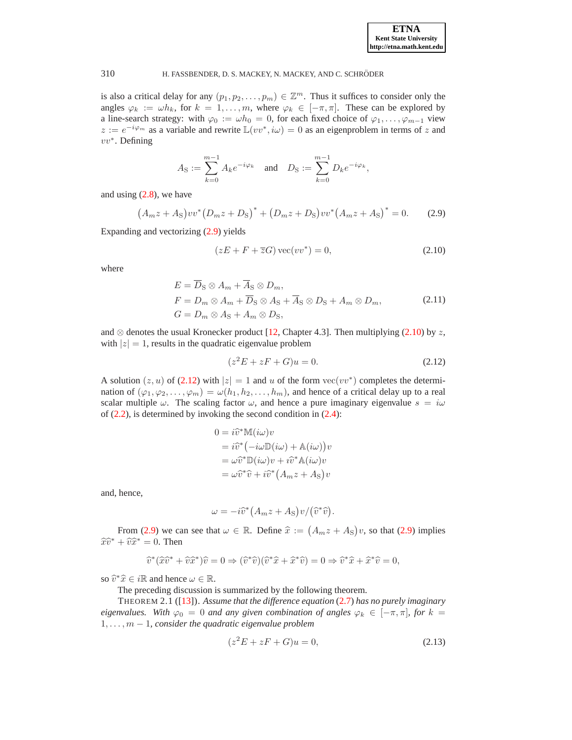is also a critical delay for any $(p_1, p_2, \ldots, p_m) \in \mathbb{Z}^m$. Thus it suffices to consider only the angles $\varphi_k := \omega h_k$, for $k = 1, \ldots, m$, where $\varphi_k \in [-\pi, \pi]$. These can be explored by a line-search strategy: with $\varphi_0 := \omega h_0 = 0$, for each fixed choice of $\varphi_1, \ldots, \varphi_{m-1}$ view $z := e^{-i\varphi_m}$ as a variable and rewrite $\mathbb{L}(vv^*, i\omega) = 0$ as an eigenproblem in terms of $z$ and $vv^*$. Defining

$$A_{\rm S} := \sum_{k=0}^{m-1} A_k e^{-i\varphi_k} \quad \text{and} \quad D_{\rm S} := \sum_{k=0}^{m-1} D_k e^{-i\varphi_k},$$

and using (2.8), we have

$$\big(A_m z + A_{\rm S}\big) vv^* \big(D_m z + D_{\rm S}\big)^* + \big(D_m z + D_{\rm S}\big) vv^* \big(A_m z + A_{\rm S}\big)^* = 0. \tag{2.9}$$

Expanding and vectorizing (2.9) yields

$$(zE + F + \overline{z} G)\,\mathrm{vec}(vv^*) = 0, \tag{2.10}$$

where

$$\begin{aligned}
E &= \overline{D}_{\rm S} \otimes A_m + \overline{A}_{\rm S} \otimes D_m, \\
F &= D_m \otimes A_m + \overline{D}_{\rm S} \otimes A_{\rm S} + \overline{A}_{\rm S} \otimes D_{\rm S} + A_m \otimes D_m, \\
G &= D_m \otimes A_{\rm S} + A_m \otimes D_{\rm S},
\end{aligned} \tag{2.11}$$

and $\otimes$ denotes the usual Kronecker product [12, Chapter 4.3]. Then multiplying (2.10) by $z$, with $|z| = 1$, results in the quadratic eigenvalue problem

$$(z^2 E + zF + G)u = 0. \tag{2.12}$$

A solution $(z, u)$ of (2.12) with $|z| = 1$ and $u$ of the form $\mathrm{vec}(vv^*)$ completes the determination of $(\varphi_1, \varphi_2, \ldots, \varphi_m) = \omega(h_1, h_2, \ldots, h_m)$, and hence of a critical delay up to a real scalar multiple $\omega$. The scaling factor $\omega$, and hence a pure imaginary eigenvalue $s = i\omega$ of (2.2), is determined by invoking the second condition in (2.4):

$$\begin{aligned}
0 &= i\widehat{v}^* \mathbb{M}(i\omega) v \\
&= i\widehat{v}^* \big(-i\omega \mathbb{D}(i\omega) + \mathbb{A}(i\omega)\big) v \\
&= \omega \widehat{v}^* \mathbb{D}(i\omega) v + i\widehat{v}^* \mathbb{A}(i\omega) v \\
&= \omega \widehat{v}^* \widehat{v} + i\widehat{v}^* \big(A_m z + A_{\rm S}\big) v
\end{aligned}$$

and, hence,

$$\omega = -i\widehat{v}^* \big(A_m z + A_{\rm S}\big) v / \big(\widehat{v}^* \widehat{v}\big).$$

From (2.9) we can see that $\omega \in \mathbb{R}$. Define $\widehat{x} := \big(A_m z + A_{\rm S}\big) v$, so that (2.9) implies $\widehat{x}\widehat{v}^* + \widehat{v}\widehat{x}^* = 0$. Then

$$\widehat{v}^* (\widehat{x}\widehat{v}^* + \widehat{v}\widehat{x}^*) \widehat{v} = 0 \Rightarrow (\widehat{v}^* \widehat{v})(\widehat{v}^* \widehat{x} + \widehat{x}^* \widehat{v}) = 0 \Rightarrow \widehat{v}^* \widehat{x} + \widehat{x}^* \widehat{v} = 0,$$

so $\widehat{v}^* \widehat{x} \in i\mathbb{R}$ and hence $\omega \in \mathbb{R}$.

The preceding discussion is summarized by the following theorem.

THEOREM 2.1 ([13]). *Assume that the difference equation* (2.7) *has no purely imaginary eigenvalues. With* $\varphi_0 = 0$ *and any given combination of angles* $\varphi_k \in [-\pi, \pi]$*, for* $k = 1, \ldots, m-1$*, consider the quadratic eigenvalue problem*

$$(z^2 E + zF + G)u = 0, \tag{2.13}$$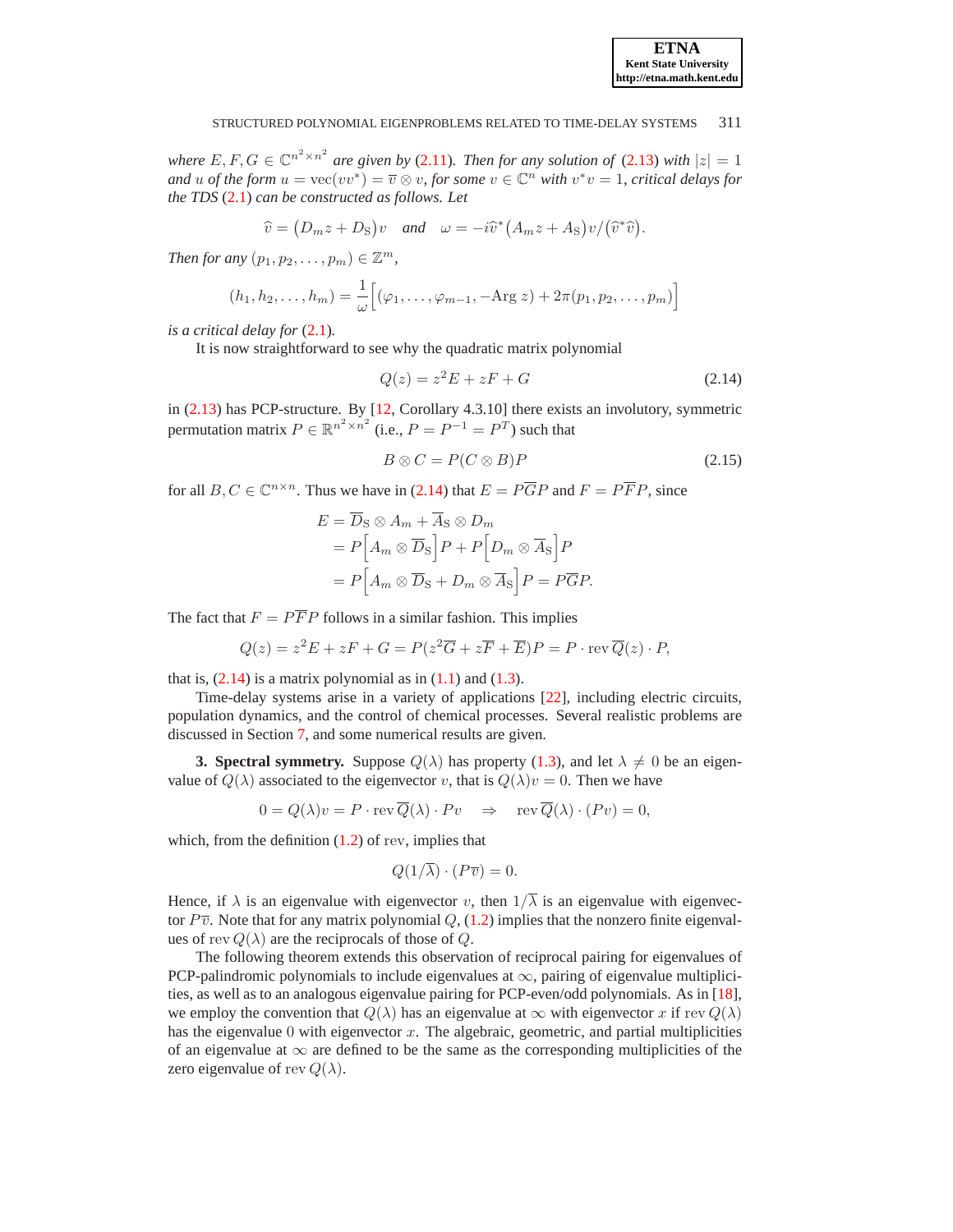*where $E, F, G \in \mathbb{C}^{n^2 \times n^2}$ are given by (2.11). Then for any solution of (2.13) with $|z| = 1$ and $u$ of the form $u = \mathrm{vec}(vv^*) = \overline{v} \otimes v$, for some $v \in \mathbb{C}^n$ with $v^* v = 1$, critical delays for the TDS (2.1) can be constructed as follows. Let*

$$\widehat{v} = \big(D_m z + D_{\mathrm{S}}\big) v \quad \textit{and} \quad \omega = -i\widehat{v}^* \big(A_m z + A_{\mathrm{S}}\big) v / \big(\widehat{v}^* \widehat{v}\big).$$

*Then for any $(p_1, p_2, \ldots, p_m) \in \mathbb{Z}^m$,*

$$(h_1, h_2, \ldots, h_m) = \frac{1}{\omega}\Big[(\varphi_1, \ldots, \varphi_{m-1}, -\mathrm{Arg}\, z) + 2\pi(p_1, p_2, \ldots, p_m)\Big]$$

*is a critical delay for (2.1).*

It is now straightforward to see why the quadratic matrix polynomial

$$Q(z) = z^2 E + zF + G \tag{2.14}$$

in (2.13) has PCP-structure. By [12, Corollary 4.3.10] there exists an involutory, symmetric permutation matrix $P \in \mathbb{R}^{n^2 \times n^2}$ (i.e., $P = P^{-1} = P^T$) such that

$$B \otimes C = P(C \otimes B)P \tag{2.15}$$

for all $B, C \in \mathbb{C}^{n \times n}$. Thus we have in (2.14) that $E = P\overline{G}P$ and $F = P\overline{F}P$, since

$$\begin{aligned}
E &= \overline{D}_{\mathrm{S}} \otimes A_m + \overline{A}_{\mathrm{S}} \otimes D_m \\
&= P\Big[A_m \otimes \overline{D}_{\mathrm{S}}\Big]P + P\Big[D_m \otimes \overline{A}_{\mathrm{S}}\Big]P \\
&= P\Big[A_m \otimes \overline{D}_{\mathrm{S}} + D_m \otimes \overline{A}_{\mathrm{S}}\Big]P = P\overline{G}P.
\end{aligned}$$

The fact that $F = P\overline{F}P$ follows in a similar fashion. This implies

$$Q(z) = z^2 E + zF + G = P(z^2 \overline{G} + z\overline{F} + \overline{E})P = P \cdot \mathrm{rev}\, \overline{Q}(z) \cdot P,$$

that is, (2.14) is a matrix polynomial as in (1.1) and (1.3).

Time-delay systems arise in a variety of applications [22], including electric circuits, population dynamics, and the control of chemical processes. Several realistic problems are discussed in Section 7, and some numerical results are given.

**3. Spectral symmetry.** Suppose $Q(\lambda)$ has property (1.3), and let $\lambda \neq 0$ be an eigenvalue of $Q(\lambda)$ associated to the eigenvector $v$, that is $Q(\lambda)v = 0$. Then we have

$$0 = Q(\lambda)v = P \cdot \mathrm{rev}\, \overline{Q}(\lambda) \cdot Pv \quad \Rightarrow \quad \mathrm{rev}\, \overline{Q}(\lambda) \cdot (Pv) = 0,$$

which, from the definition (1.2) of rev, implies that

$$Q(1/\overline{\lambda}) \cdot (P\overline{v}) = 0.$$

Hence, if $\lambda$ is an eigenvalue with eigenvector $v$, then $1/\overline{\lambda}$ is an eigenvalue with eigenvector $P\overline{v}$. Note that for any matrix polynomial $Q$, (1.2) implies that the nonzero finite eigenvalues of $\mathrm{rev}\, Q(\lambda)$ are the reciprocals of those of $Q$.

The following theorem extends this observation of reciprocal pairing for eigenvalues of PCP-palindromic polynomials to include eigenvalues at $\infty$, pairing of eigenvalue multiplicities, as well as to an analogous eigenvalue pairing for PCP-even/odd polynomials. As in [18], we employ the convention that $Q(\lambda)$ has an eigenvalue at $\infty$ with eigenvector $x$ if $\mathrm{rev}\, Q(\lambda)$ has the eigenvalue $0$ with eigenvector $x$. The algebraic, geometric, and partial multiplicities of an eigenvalue at $\infty$ are defined to be the same as the corresponding multiplicities of the zero eigenvalue of $\mathrm{rev}\, Q(\lambda)$.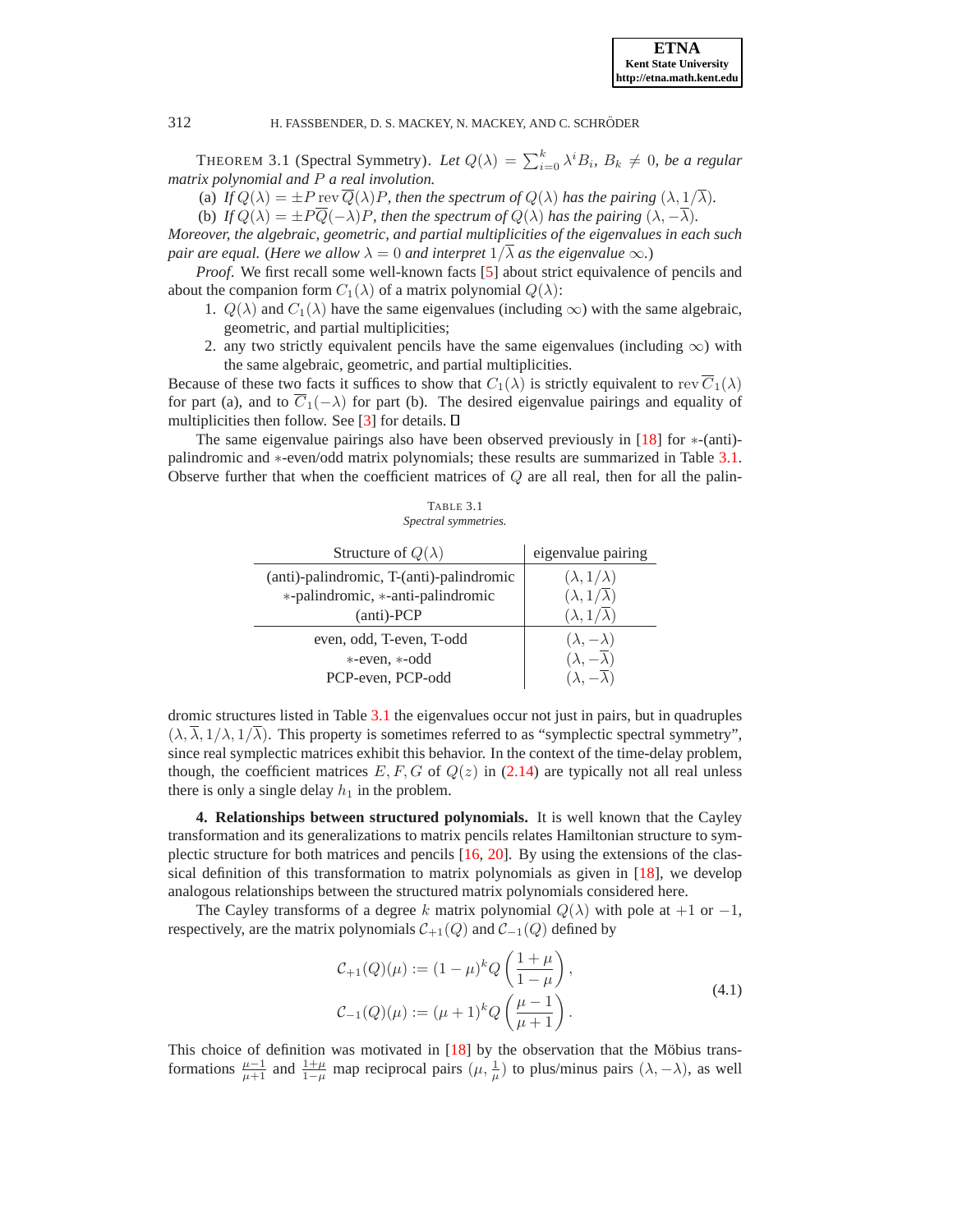THEOREM 3.1 (Spectral Symmetry). *Let $Q(\lambda) = \sum_{i=0}^{k} \lambda^i B_i$, $B_k \neq 0$, be a regular matrix polynomial and $P$ a real involution.*

(a) *If $Q(\lambda) = \pm P \operatorname{rev} \overline{Q}(\lambda) P$, then the spectrum of $Q(\lambda)$ has the pairing $(\lambda, 1/\overline{\lambda})$.*

(b) *If $Q(\lambda) = \pm P \overline{Q}(-\lambda) P$, then the spectrum of $Q(\lambda)$ has the pairing $(\lambda, -\overline{\lambda})$.*

*Moreover, the algebraic, geometric, and partial multiplicities of the eigenvalues in each such pair are equal.* (*Here we allow $\lambda = 0$ and interpret $1/\overline{\lambda}$ as the eigenvalue $\infty$.*)

*Proof.* We first recall some well-known facts [5] about strict equivalence of pencils and about the companion form $C_1(\lambda)$ of a matrix polynomial $Q(\lambda)$:

1. $Q(\lambda)$ and $C_1(\lambda)$ have the same eigenvalues (including $\infty$) with the same algebraic, geometric, and partial multiplicities;
2. any two strictly equivalent pencils have the same eigenvalues (including $\infty$) with the same algebraic, geometric, and partial multiplicities.

Because of these two facts it suffices to show that $C_1(\lambda)$ is strictly equivalent to $\operatorname{rev} \overline{C}_1(\lambda)$ for part (a), and to $\overline{C}_1(-\lambda)$ for part (b). The desired eigenvalue pairings and equality of multiplicities then follow. See [3] for details. ∎

The same eigenvalue pairings also have been observed previously in [18] for $*$-(anti)-palindromic and $*$-even/odd matrix polynomials; these results are summarized in Table 3.1. Observe further that when the coefficient matrices of $Q$ are all real, then for all the palindromic structures listed in Table 3.1 the eigenvalues occur not just in pairs, but in quadruples $(\lambda, \overline{\lambda}, 1/\lambda, 1/\overline{\lambda})$. This property is sometimes referred to as "symplectic spectral symmetry", since real symplectic matrices exhibit this behavior. In the context of the time-delay problem, though, the coefficient matrices $E, F, G$ of $Q(z)$ in (2.14) are typically not all real unless there is only a single delay $h_1$ in the problem.

TABLE 3.1
*Spectral symmetries.*

| Structure of $Q(\lambda)$ | eigenvalue pairing |
|---|---|
| (anti)-palindromic, T-(anti)-palindromic | $(\lambda, 1/\lambda)$ |
| $*$-palindromic, $*$-anti-palindromic | $(\lambda, 1/\overline{\lambda})$ |
| (anti)-PCP | $(\lambda, 1/\overline{\lambda})$ |
| even, odd, T-even, T-odd | $(\lambda, -\lambda)$ |
| $*$-even, $*$-odd | $(\lambda, -\overline{\lambda})$ |
| PCP-even, PCP-odd | $(\lambda, -\overline{\lambda})$ |

## 4. Relationships between structured polynomials.

It is well known that the Cayley transformation and its generalizations to matrix pencils relates Hamiltonian structure to symplectic structure for both matrices and pencils [16, 20]. By using the extensions of the classical definition of this transformation to matrix polynomials as given in [18], we develop analogous relationships between the structured matrix polynomials considered here.

The Cayley transforms of a degree $k$ matrix polynomial $Q(\lambda)$ with pole at $+1$ or $-1$, respectively, are the matrix polynomials $\mathcal{C}_{+1}(Q)$ and $\mathcal{C}_{-1}(Q)$ defined by

$$
\begin{aligned}
\mathcal{C}_{+1}(Q)(\mu) &:= (1-\mu)^k Q\left(\frac{1+\mu}{1-\mu}\right), \\
\mathcal{C}_{-1}(Q)(\mu) &:= (\mu+1)^k Q\left(\frac{\mu-1}{\mu+1}\right).
\end{aligned}
\tag{4.1}
$$

This choice of definition was motivated in [18] by the observation that the Möbius transformations $\frac{\mu-1}{\mu+1}$ and $\frac{1+\mu}{1-\mu}$ map reciprocal pairs $(\mu, \frac{1}{\mu})$ to plus/minus pairs $(\lambda, -\lambda)$, as well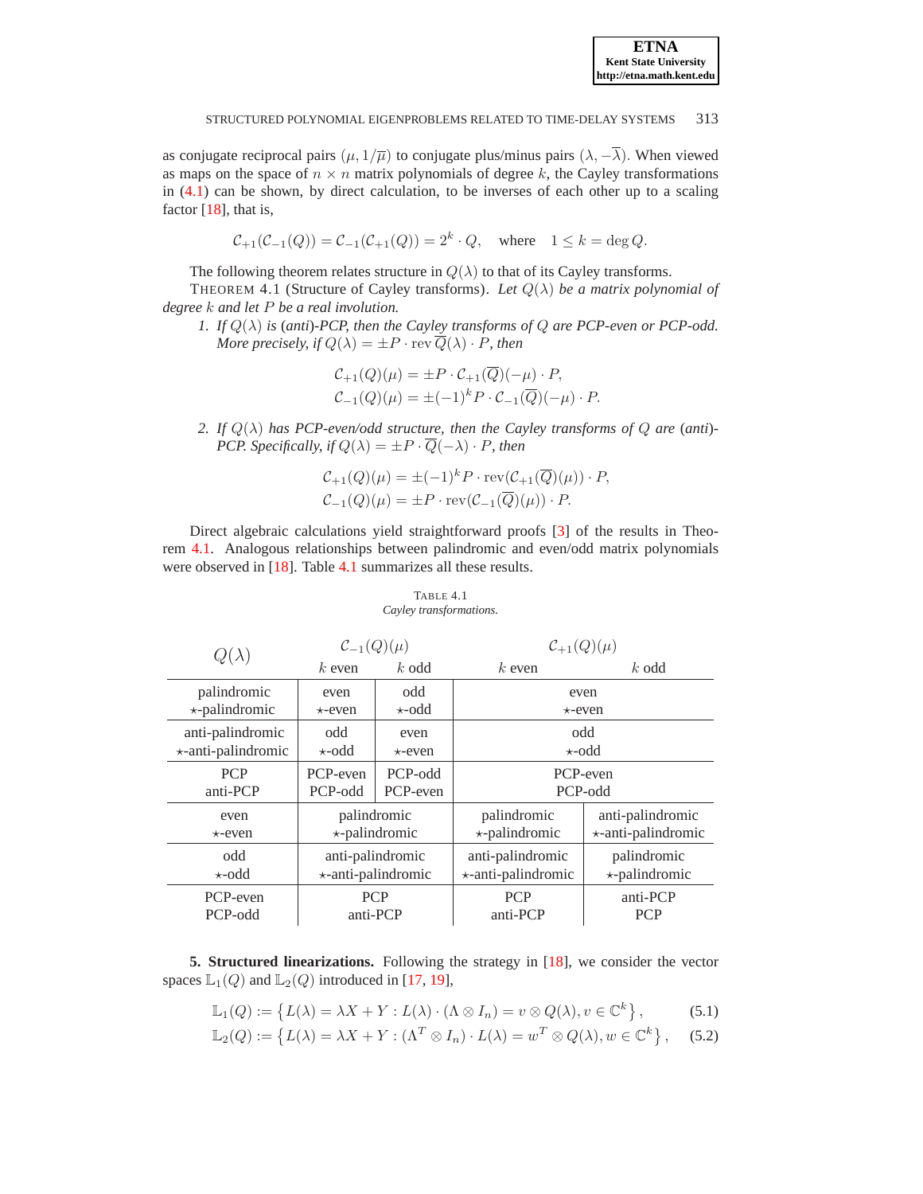as conjugate reciprocal pairs $(\mu, 1/\overline{\mu})$ to conjugate plus/minus pairs $(\lambda, -\overline{\lambda})$. When viewed as maps on the space of $n \times n$ matrix polynomials of degree $k$, the Cayley transformations in (4.1) can be shown, by direct calculation, to be inverses of each other up to a scaling factor [18], that is,

$$\mathcal{C}_{+1}(\mathcal{C}_{-1}(Q)) = \mathcal{C}_{-1}(\mathcal{C}_{+1}(Q)) = 2^k \cdot Q, \quad \text{where} \quad 1 \leq k = \deg Q.$$

The following theorem relates structure in $Q(\lambda)$ to that of its Cayley transforms.

THEOREM 4.1 (Structure of Cayley transforms). *Let $Q(\lambda)$ be a matrix polynomial of degree $k$ and let $P$ be a real involution.*

1. *If $Q(\lambda)$ is (anti)-PCP, then the Cayley transforms of $Q$ are PCP-even or PCP-odd. More precisely, if $Q(\lambda) = \pm P \cdot \operatorname{rev} \overline{Q}(\lambda) \cdot P$, then*

$$\mathcal{C}_{+1}(Q)(\mu) = \pm P \cdot \mathcal{C}_{+1}(\overline{Q})(-\mu) \cdot P,$$
$$\mathcal{C}_{-1}(Q)(\mu) = \pm(-1)^k P \cdot \mathcal{C}_{-1}(\overline{Q})(-\mu) \cdot P.$$

2. *If $Q(\lambda)$ has PCP-even/odd structure, then the Cayley transforms of $Q$ are (anti)-PCP. Specifically, if $Q(\lambda) = \pm P \cdot \overline{Q}(-\lambda) \cdot P$, then*

$$\mathcal{C}_{+1}(Q)(\mu) = \pm(-1)^k P \cdot \operatorname{rev}(\mathcal{C}_{+1}(\overline{Q})(\mu)) \cdot P,$$
$$\mathcal{C}_{-1}(Q)(\mu) = \pm P \cdot \operatorname{rev}(\mathcal{C}_{-1}(\overline{Q})(\mu)) \cdot P.$$

Direct algebraic calculations yield straightforward proofs [3] of the results in Theorem 4.1. Analogous relationships between palindromic and even/odd matrix polynomials were observed in [18]. Table 4.1 summarizes all these results.

TABLE 4.1
*Cayley transformations.*

| $Q(\lambda)$ | $\mathcal{C}_{-1}(Q)(\mu)$ | | $\mathcal{C}_{+1}(Q)(\mu)$ | |
|---|---|---|---|---|
| | $k$ even | $k$ odd | $k$ even | $k$ odd |
| palindromic<br>$\star$-palindromic | even<br>$\star$-even | odd<br>$\star$-odd | even<br>$\star$-even | |
| anti-palindromic<br>$\star$-anti-palindromic | odd<br>$\star$-odd | even<br>$\star$-even | odd<br>$\star$-odd | |
| PCP<br>anti-PCP | PCP-even<br>PCP-odd | PCP-odd<br>PCP-even | PCP-even<br>PCP-odd | |
| even<br>$\star$-even | palindromic<br>$\star$-palindromic | | palindromic<br>$\star$-palindromic | anti-palindromic<br>$\star$-anti-palindromic |
| odd<br>$\star$-odd | anti-palindromic<br>$\star$-anti-palindromic | | anti-palindromic<br>$\star$-anti-palindromic | palindromic<br>$\star$-palindromic |
| PCP-even<br>PCP-odd | PCP<br>anti-PCP | | PCP<br>anti-PCP | anti-PCP<br>PCP |

**5. Structured linearizations.** Following the strategy in [18], we consider the vector spaces $\mathbb{L}_1(Q)$ and $\mathbb{L}_2(Q)$ introduced in [17, 19],

$$\mathbb{L}_1(Q) := \left\{ L(\lambda) = \lambda X + Y : L(\lambda) \cdot (\Lambda \otimes I_n) = v \otimes Q(\lambda), v \in \mathbb{C}^k \right\}, \tag{5.1}$$
$$\mathbb{L}_2(Q) := \left\{ L(\lambda) = \lambda X + Y : (\Lambda^T \otimes I_n) \cdot L(\lambda) = w^T \otimes Q(\lambda), w \in \mathbb{C}^k \right\}, \tag{5.2}$$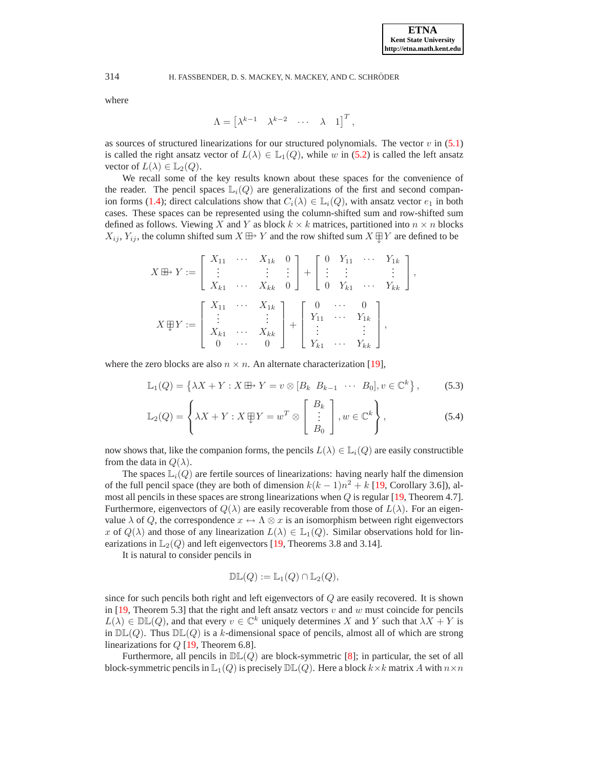where

$$\Lambda = \begin{bmatrix} \lambda^{k-1} & \lambda^{k-2} & \cdots & \lambda & 1 \end{bmatrix}^T,$$

as sources of structured linearizations for our structured polynomials. The vector $v$ in (5.1) is called the right ansatz vector of $L(\lambda) \in \mathbb{L}_1(Q)$, while $w$ in (5.2) is called the left ansatz vector of $L(\lambda) \in \mathbb{L}_2(Q)$.

We recall some of the key results known about these spaces for the convenience of the reader. The pencil spaces $\mathbb{L}_i(Q)$ are generalizations of the first and second companion forms (1.4); direct calculations show that $C_i(\lambda) \in \mathbb{L}_i(Q)$, with ansatz vector $e_1$ in both cases. These spaces can be represented using the column-shifted sum and row-shifted sum defined as follows. Viewing $X$ and $Y$ as block $k \times k$ matrices, partitioned into $n \times n$ blocks $X_{ij}$, $Y_{ij}$, the column shifted sum $X \boxplus\!\!\rightarrow Y$ and the row shifted sum $X \boxplus\!\!\downarrow Y$ are defined to be

$$X \boxplus\!\!\rightarrow Y := \begin{bmatrix} X_{11} & \cdots & X_{1k} & 0 \\ \vdots & & \vdots & \vdots \\ X_{k1} & \cdots & X_{kk} & 0 \end{bmatrix} + \begin{bmatrix} 0 & Y_{11} & \cdots & Y_{1k} \\ \vdots & \vdots & & \vdots \\ 0 & Y_{k1} & \cdots & Y_{kk} \end{bmatrix},$$

$$X \boxplus\!\!\downarrow Y := \begin{bmatrix} X_{11} & \cdots & X_{1k} \\ \vdots & & \vdots \\ X_{k1} & \cdots & X_{kk} \\ 0 & \cdots & 0 \end{bmatrix} + \begin{bmatrix} 0 & \cdots & 0 \\ Y_{11} & \cdots & Y_{1k} \\ \vdots & & \vdots \\ Y_{k1} & \cdots & Y_{kk} \end{bmatrix},$$

where the zero blocks are also $n \times n$. An alternate characterization [19],

$$\mathbb{L}_1(Q) = \left\{ \lambda X + Y : X \boxplus\!\!\rightarrow Y = v \otimes [B_k \;\; B_{k-1} \;\; \cdots \;\; B_0], v \in \mathbb{C}^k \right\}, \tag{5.3}$$

$$\mathbb{L}_2(Q) = \left\{ \lambda X + Y : X \boxplus\!\!\downarrow Y = w^T \otimes \begin{bmatrix} B_k \\ \vdots \\ B_0 \end{bmatrix}, w \in \mathbb{C}^k \right\}, \tag{5.4}$$

now shows that, like the companion forms, the pencils $L(\lambda) \in \mathbb{L}_i(Q)$ are easily constructible from the data in $Q(\lambda)$.

The spaces $\mathbb{L}_i(Q)$ are fertile sources of linearizations: having nearly half the dimension of the full pencil space (they are both of dimension $k(k-1)n^2 + k$ [19, Corollary 3.6]), almost all pencils in these spaces are strong linearizations when $Q$ is regular [19, Theorem 4.7]. Furthermore, eigenvectors of $Q(\lambda)$ are easily recoverable from those of $L(\lambda)$. For an eigenvalue $\lambda$ of $Q$, the correspondence $x \leftrightarrow \Lambda \otimes x$ is an isomorphism between right eigenvectors $x$ of $Q(\lambda)$ and those of any linearization $L(\lambda) \in \mathbb{L}_1(Q)$. Similar observations hold for linearizations in $\mathbb{L}_2(Q)$ and left eigenvectors [19, Theorems 3.8 and 3.14].

It is natural to consider pencils in

$$\mathbb{DL}(Q) := \mathbb{L}_1(Q) \cap \mathbb{L}_2(Q),$$

since for such pencils both right and left eigenvectors of $Q$ are easily recovered. It is shown in [19, Theorem 5.3] that the right and left ansatz vectors $v$ and $w$ must coincide for pencils $L(\lambda) \in \mathbb{DL}(Q)$, and that every $v \in \mathbb{C}^k$ uniquely determines $X$ and $Y$ such that $\lambda X + Y$ is in $\mathbb{DL}(Q)$. Thus $\mathbb{DL}(Q)$ is a $k$-dimensional space of pencils, almost all of which are strong linearizations for $Q$ [19, Theorem 6.8].

Furthermore, all pencils in $\mathbb{DL}(Q)$ are block-symmetric [8]; in particular, the set of all block-symmetric pencils in $\mathbb{L}_1(Q)$ is precisely $\mathbb{DL}(Q)$. Here a block $k \times k$ matrix $A$ with $n \times n$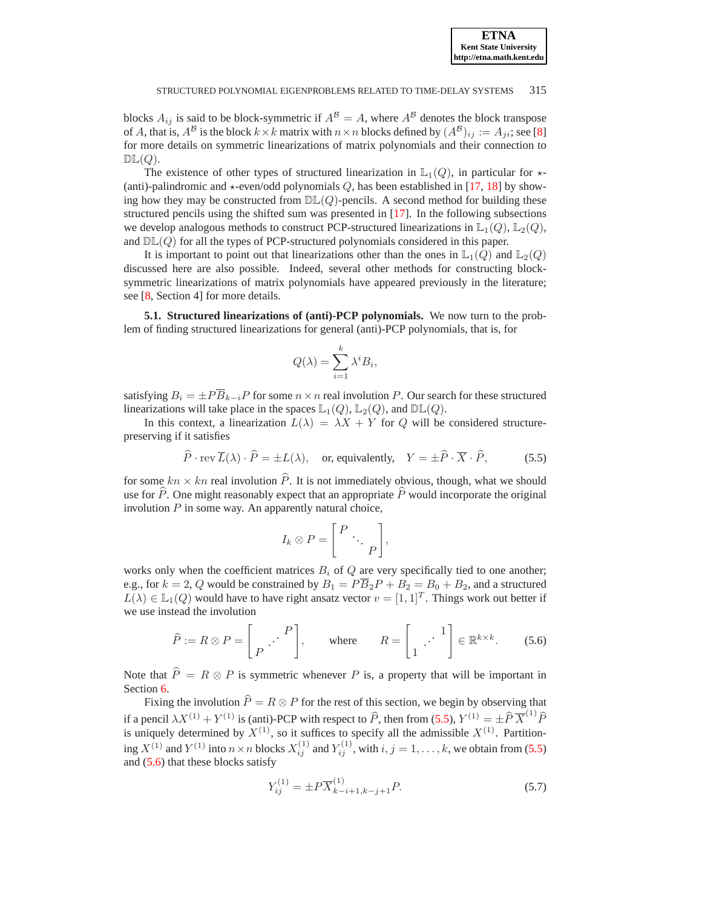blocks $A_{ij}$ is said to be block-symmetric if $A^{\mathcal{B}} = A$, where $A^{\mathcal{B}}$ denotes the block transpose of $A$, that is, $A^{\mathcal{B}}$ is the block $k \times k$ matrix with $n \times n$ blocks defined by $(A^{\mathcal{B}})_{ij} := A_{ji}$; see [8] for more details on symmetric linearizations of matrix polynomials and their connection to $\mathbb{DL}(Q)$.

The existence of other types of structured linearization in $\mathbb{L}_1(Q)$, in particular for $\star$-(anti)-palindromic and $\star$-even/odd polynomials $Q$, has been established in [17, 18] by showing how they may be constructed from $\mathbb{DL}(Q)$-pencils. A second method for building these structured pencils using the shifted sum was presented in [17]. In the following subsections we develop analogous methods to construct PCP-structured linearizations in $\mathbb{L}_1(Q)$, $\mathbb{L}_2(Q)$, and $\mathbb{DL}(Q)$ for all the types of PCP-structured polynomials considered in this paper.

It is important to point out that linearizations other than the ones in $\mathbb{L}_1(Q)$ and $\mathbb{L}_2(Q)$ discussed here are also possible. Indeed, several other methods for constructing block-symmetric linearizations of matrix polynomials have appeared previously in the literature; see [8, Section 4] for more details.

**5.1. Structured linearizations of (anti)-PCP polynomials.** We now turn to the problem of finding structured linearizations for general (anti)-PCP polynomials, that is, for

$$Q(\lambda) = \sum_{i=1}^{k} \lambda^i B_i,$$

satisfying $B_i = \pm P\overline{B}_{k-i}P$ for some $n \times n$ real involution $P$. Our search for these structured linearizations will take place in the spaces $\mathbb{L}_1(Q)$, $\mathbb{L}_2(Q)$, and $\mathbb{DL}(Q)$.

In this context, a linearization $L(\lambda) = \lambda X + Y$ for $Q$ will be considered structure-preserving if it satisfies

$$\widehat{P} \cdot \operatorname{rev} \overline{L}(\lambda) \cdot \widehat{P} = \pm L(\lambda), \quad \text{or, equivalently,} \quad Y = \pm \widehat{P} \cdot \overline{X} \cdot \widehat{P}, \tag{5.5}$$

for some $kn \times kn$ real involution $\widehat{P}$. It is not immediately obvious, though, what we should use for $\widehat{P}$. One might reasonably expect that an appropriate $\widehat{P}$ would incorporate the original involution $P$ in some way. An apparently natural choice,

$$I_k \otimes P = \begin{bmatrix} P & & \\ & \ddots & \\ & & P \end{bmatrix},$$

works only when the coefficient matrices $B_i$ of $Q$ are very specifically tied to one another; e.g., for $k = 2$, $Q$ would be constrained by $B_1 = P\overline{B}_2P + B_2 = B_0 + B_2$, and a structured $L(\lambda) \in \mathbb{L}_1(Q)$ would have to have right ansatz vector $v = [1, 1]^T$. Things work out better if we use instead the involution

$$\widehat{P} := R \otimes P = \begin{bmatrix} & & P \\ & \iddots & \\ P & & \end{bmatrix}, \qquad \text{where} \qquad R = \begin{bmatrix} & & 1 \\ & \iddots & \\ 1 & & \end{bmatrix} \in \mathbb{R}^{k \times k}. \tag{5.6}$$

Note that $\widehat{P} = R \otimes P$ is symmetric whenever $P$ is, a property that will be important in Section 6.

Fixing the involution $\widehat{P} = R \otimes P$ for the rest of this section, we begin by observing that if a pencil $\lambda X^{(1)} + Y^{(1)}$ is (anti)-PCP with respect to $\widehat{P}$, then from (5.5), $Y^{(1)} = \pm \widehat{P}\,\overline{X}^{(1)}\widehat{P}$ is uniquely determined by $X^{(1)}$, so it suffices to specify all the admissible $X^{(1)}$. Partitioning $X^{(1)}$ and $Y^{(1)}$ into $n \times n$ blocks $X_{ij}^{(1)}$ and $Y_{ij}^{(1)}$, with $i, j = 1, \ldots, k$, we obtain from (5.5) and (5.6) that these blocks satisfy

$$Y_{ij}^{(1)} = \pm P\overline{X}_{k-i+1,k-j+1}^{(1)}P. \tag{5.7}$$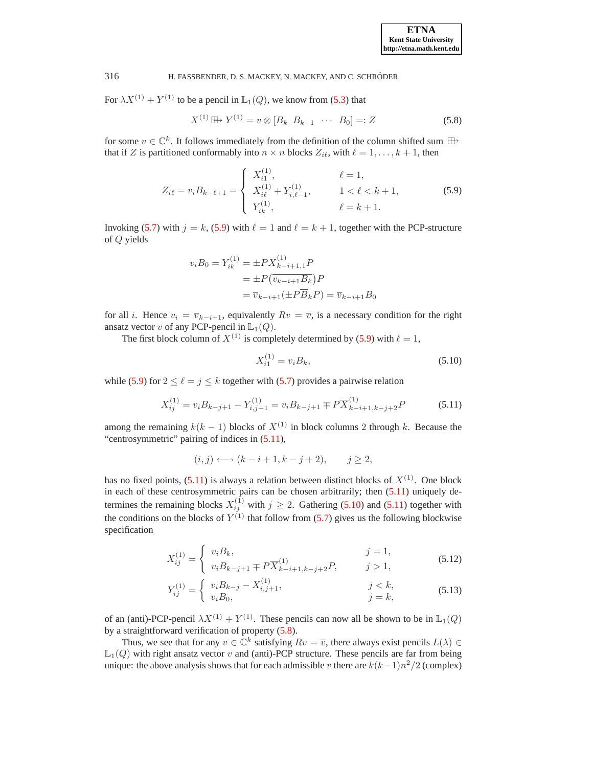For $\lambda X^{(1)} + Y^{(1)}$ to be a pencil in $\mathbb{L}_1(Q)$, we know from (5.3) that

$$X^{(1)} \boxplus\!\!\rightarrow Y^{(1)} = v \otimes [B_k \;\; B_{k-1} \;\; \cdots \;\; B_0] =: Z \tag{5.8}$$

for some $v \in \mathbb{C}^k$. It follows immediately from the definition of the column shifted sum $\boxplus\!\!\rightarrow$ that if $Z$ is partitioned conformably into $n \times n$ blocks $Z_{i\ell}$, with $\ell = 1, \ldots, k+1$, then

$$Z_{i\ell} = v_i B_{k-\ell+1} = \begin{cases} X_{i1}^{(1)}, & \ell = 1, \\ X_{i\ell}^{(1)} + Y_{i,\ell-1}^{(1)}, & 1 < \ell < k+1, \\ Y_{ik}^{(1)}, & \ell = k+1. \end{cases} \tag{5.9}$$

Invoking (5.7) with $j = k$, (5.9) with $\ell = 1$ and $\ell = k+1$, together with the PCP-structure of $Q$ yields

$$\begin{aligned} v_i B_0 = Y_{ik}^{(1)} &= \pm P \overline{X}_{k-i+1,1}^{(1)} P \\ &= \pm P \big( \overline{v_{k-i+1} B_k} \big) P \\ &= \overline{v}_{k-i+1} (\pm P \overline{B}_k P) = \overline{v}_{k-i+1} B_0 \end{aligned}$$

for all $i$. Hence $v_i = \overline{v}_{k-i+1}$, equivalently $Rv = \overline{v}$, is a necessary condition for the right ansatz vector $v$ of any PCP-pencil in $\mathbb{L}_1(Q)$.

The first block column of $X^{(1)}$ is completely determined by (5.9) with $\ell = 1$,

$$X_{i1}^{(1)} = v_i B_k, \tag{5.10}$$

while (5.9) for $2 \le \ell = j \le k$ together with (5.7) provides a pairwise relation

$$X_{ij}^{(1)} = v_i B_{k-j+1} - Y_{i,j-1}^{(1)} = v_i B_{k-j+1} \mp P \overline{X}_{k-i+1,k-j+2}^{(1)} P \tag{5.11}$$

among the remaining $k(k-1)$ blocks of $X^{(1)}$ in block columns 2 through $k$. Because the "centrosymmetric" pairing of indices in (5.11),

$$(i,j) \longleftrightarrow (k-i+1, k-j+2), \qquad j \ge 2,$$

has no fixed points, (5.11) is always a relation between distinct blocks of $X^{(1)}$. One block in each of these centrosymmetric pairs can be chosen arbitrarily; then (5.11) uniquely determines the remaining blocks $X_{ij}^{(1)}$ with $j \ge 2$. Gathering (5.10) and (5.11) together with the conditions on the blocks of $Y^{(1)}$ that follow from (5.7) gives us the following blockwise specification

$$X_{ij}^{(1)} = \begin{cases} v_i B_k, & j = 1, \\ v_i B_{k-j+1} \mp P \overline{X}_{k-i+1,k-j+2}^{(1)} P, & j > 1, \end{cases} \tag{5.12}$$

$$Y_{ij}^{(1)} = \begin{cases} v_i B_{k-j} - X_{i,j+1}^{(1)}, & j < k, \\ v_i B_0, & j = k, \end{cases} \tag{5.13}$$

of an (anti)-PCP-pencil $\lambda X^{(1)} + Y^{(1)}$. These pencils can now all be shown to be in $\mathbb{L}_1(Q)$ by a straightforward verification of property (5.8).

Thus, we see that for any $v \in \mathbb{C}^k$ satisfying $Rv = \overline{v}$, there always exist pencils $L(\lambda) \in \mathbb{L}_1(Q)$ with right ansatz vector $v$ and (anti)-PCP structure. These pencils are far from being unique: the above analysis shows that for each admissible $v$ there are $k(k-1)n^2/2$ (complex)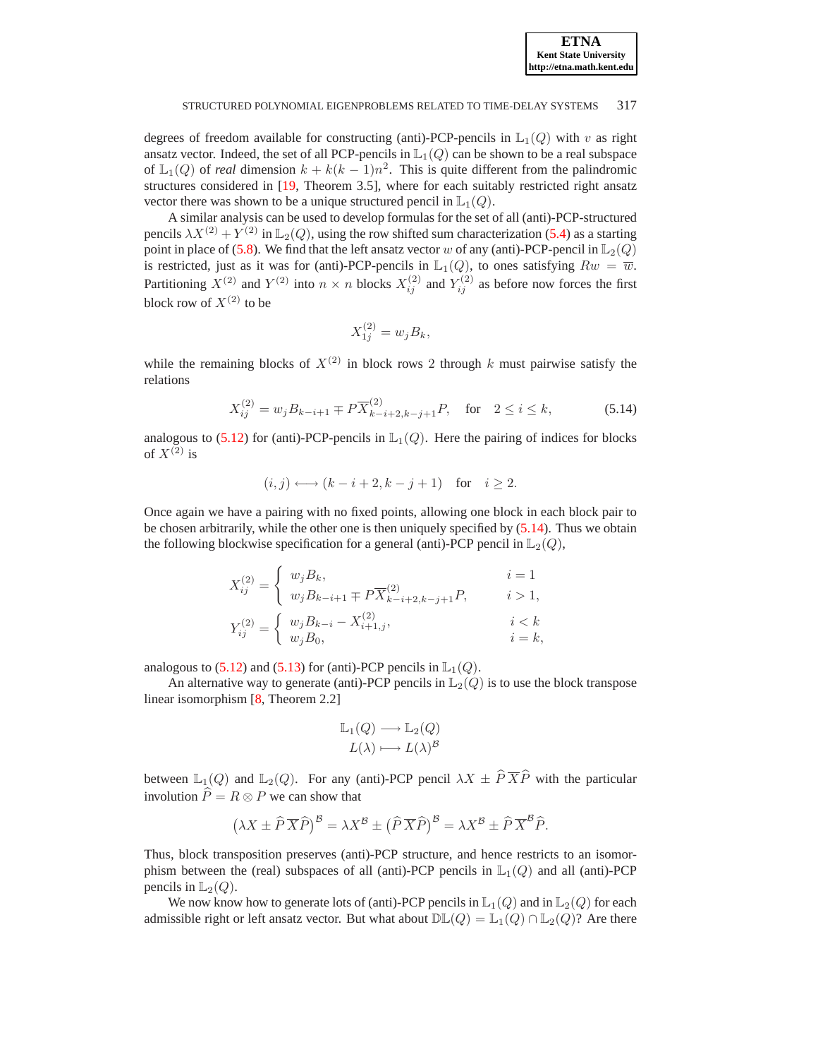degrees of freedom available for constructing (anti)-PCP-pencils in $\mathbb{L}_1(Q)$ with $v$ as right ansatz vector. Indeed, the set of all PCP-pencils in $\mathbb{L}_1(Q)$ can be shown to be a real subspace of $\mathbb{L}_1(Q)$ of *real* dimension $k + k(k-1)n^2$. This is quite different from the palindromic structures considered in [19, Theorem 3.5], where for each suitably restricted right ansatz vector there was shown to be a unique structured pencil in $\mathbb{L}_1(Q)$.

A similar analysis can be used to develop formulas for the set of all (anti)-PCP-structured pencils $\lambda X^{(2)} + Y^{(2)}$ in $\mathbb{L}_2(Q)$, using the row shifted sum characterization (5.4) as a starting point in place of (5.8). We find that the left ansatz vector $w$ of any (anti)-PCP-pencil in $\mathbb{L}_2(Q)$ is restricted, just as it was for (anti)-PCP-pencils in $\mathbb{L}_1(Q)$, to ones satisfying $Rw = \overline{w}$. Partitioning $X^{(2)}$ and $Y^{(2)}$ into $n \times n$ blocks $X_{ij}^{(2)}$ and $Y_{ij}^{(2)}$ as before now forces the first block row of $X^{(2)}$ to be

$$X_{1j}^{(2)} = w_j B_k,$$

while the remaining blocks of $X^{(2)}$ in block rows 2 through $k$ must pairwise satisfy the relations

$$X_{ij}^{(2)} = w_j B_{k-i+1} \mp P\overline{X}_{k-i+2,k-j+1}^{(2)} P, \quad \text{for} \quad 2 \le i \le k, \tag{5.14}$$

analogous to (5.12) for (anti)-PCP-pencils in $\mathbb{L}_1(Q)$. Here the pairing of indices for blocks of $X^{(2)}$ is

$$(i,j) \longleftrightarrow (k-i+2, k-j+1) \quad \text{for} \quad i \ge 2.$$

Once again we have a pairing with no fixed points, allowing one block in each block pair to be chosen arbitrarily, while the other one is then uniquely specified by (5.14). Thus we obtain the following blockwise specification for a general (anti)-PCP pencil in $\mathbb{L}_2(Q)$,

$$X_{ij}^{(2)} = \begin{cases} w_j B_k, & i = 1 \\ w_j B_{k-i+1} \mp P\overline{X}_{k-i+2,k-j+1}^{(2)} P, & i > 1, \end{cases}$$

$$Y_{ij}^{(2)} = \begin{cases} w_j B_{k-i} - X_{i+1,j}^{(2)}, & i < k \\ w_j B_0, & i = k, \end{cases}$$

analogous to (5.12) and (5.13) for (anti)-PCP pencils in $\mathbb{L}_1(Q)$.

An alternative way to generate (anti)-PCP pencils in $\mathbb{L}_2(Q)$ is to use the block transpose linear isomorphism [8, Theorem 2.2]

$$\begin{aligned} \mathbb{L}_1(Q) &\longrightarrow \mathbb{L}_2(Q) \\ L(\lambda) &\longmapsto L(\lambda)^{\mathcal{B}} \end{aligned}$$

between $\mathbb{L}_1(Q)$ and $\mathbb{L}_2(Q)$. For any (anti)-PCP pencil $\lambda X \pm \widehat{P}\,\overline{X}\widehat{P}$ with the particular involution $\widehat{P} = R \otimes P$ we can show that

$$\left(\lambda X \pm \widehat{P}\,\overline{X}\widehat{P}\right)^{\mathcal{B}} = \lambda X^{\mathcal{B}} \pm \left(\widehat{P}\,\overline{X}\widehat{P}\right)^{\mathcal{B}} = \lambda X^{\mathcal{B}} \pm \widehat{P}\,\overline{X}^{\mathcal{B}}\widehat{P}.$$

Thus, block transposition preserves (anti)-PCP structure, and hence restricts to an isomorphism between the (real) subspaces of all (anti)-PCP pencils in $\mathbb{L}_1(Q)$ and all (anti)-PCP pencils in $\mathbb{L}_2(Q)$.

We now know how to generate lots of (anti)-PCP pencils in $\mathbb{L}_1(Q)$ and in $\mathbb{L}_2(Q)$ for each admissible right or left ansatz vector. But what about $\mathbb{DL}(Q) = \mathbb{L}_1(Q) \cap \mathbb{L}_2(Q)$? Are there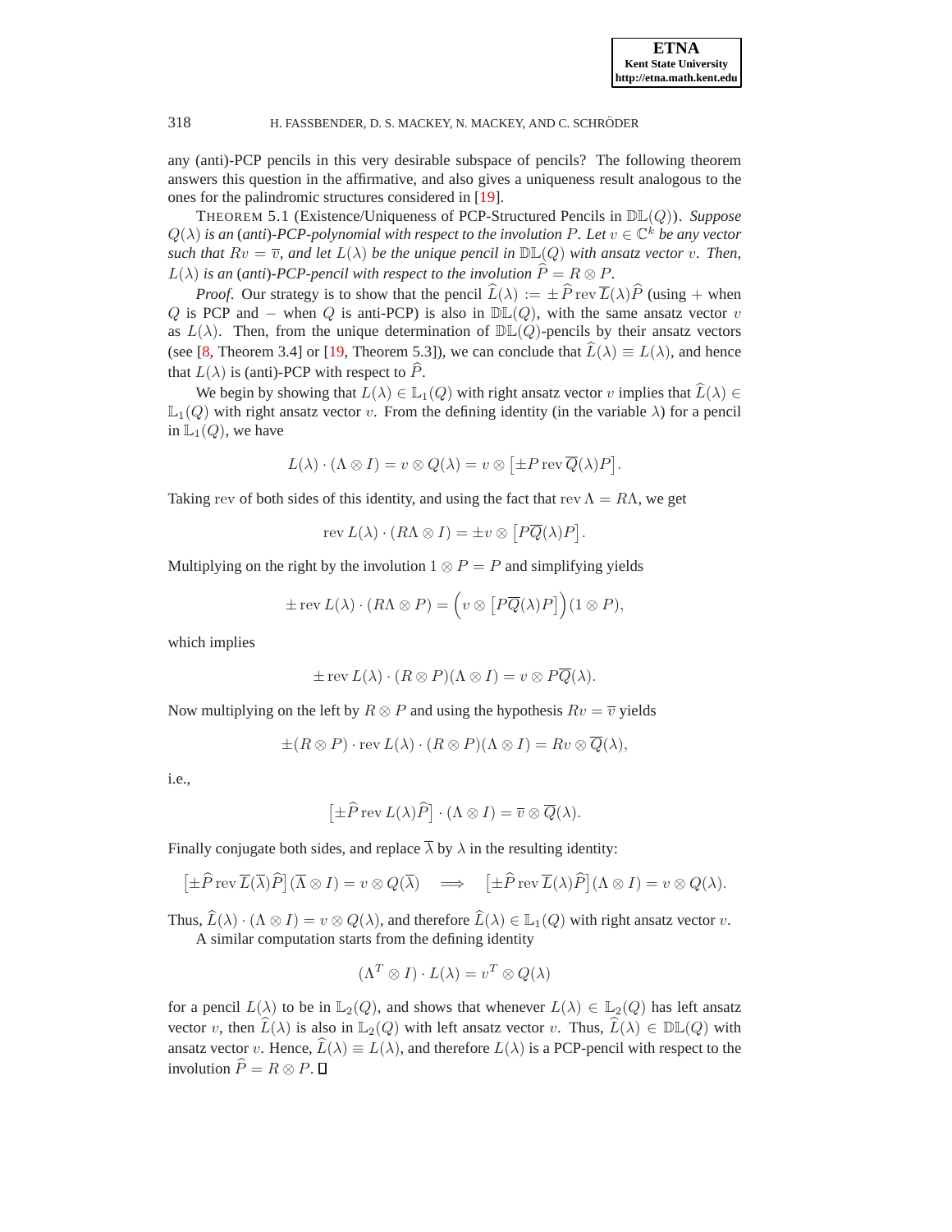any (anti)-PCP pencils in this very desirable subspace of pencils? The following theorem answers this question in the affirmative, and also gives a uniqueness result analogous to the ones for the palindromic structures considered in [19].

THEOREM 5.1 (Existence/Uniqueness of PCP-Structured Pencils in $\mathbb{DL}(Q)$). *Suppose $Q(\lambda)$ is an (anti)-PCP-polynomial with respect to the involution $P$. Let $v \in \mathbb{C}^k$ be any vector such that $Rv = \overline{v}$, and let $L(\lambda)$ be the unique pencil in $\mathbb{DL}(Q)$ with ansatz vector $v$. Then, $L(\lambda)$ is an (anti)-PCP-pencil with respect to the involution $\widehat{P} = R \otimes P$.*

*Proof*. Our strategy is to show that the pencil $\widehat{L}(\lambda) := \pm \widehat{P} \operatorname{rev} \overline{L}(\lambda) \widehat{P}$ (using $+$ when $Q$ is PCP and $-$ when $Q$ is anti-PCP) is also in $\mathbb{DL}(Q)$, with the same ansatz vector $v$ as $L(\lambda)$. Then, from the unique determination of $\mathbb{DL}(Q)$-pencils by their ansatz vectors (see [8, Theorem 3.4] or [19, Theorem 5.3]), we can conclude that $\widehat{L}(\lambda) \equiv L(\lambda)$, and hence that $L(\lambda)$ is (anti)-PCP with respect to $\widehat{P}$.

We begin by showing that $L(\lambda) \in \mathbb{L}_1(Q)$ with right ansatz vector $v$ implies that $\widehat{L}(\lambda) \in \mathbb{L}_1(Q)$ with right ansatz vector $v$. From the defining identity (in the variable $\lambda$) for a pencil in $\mathbb{L}_1(Q)$, we have

$$L(\lambda) \cdot (\Lambda \otimes I) = v \otimes Q(\lambda) = v \otimes \left[ \pm P \operatorname{rev} \overline{Q}(\lambda) P \right].$$

Taking $\operatorname{rev}$ of both sides of this identity, and using the fact that $\operatorname{rev} \Lambda = R\Lambda$, we get

$$\operatorname{rev} L(\lambda) \cdot (R\Lambda \otimes I) = \pm v \otimes \left[ P\overline{Q}(\lambda) P \right].$$

Multiplying on the right by the involution $1 \otimes P = P$ and simplifying yields

$$\pm \operatorname{rev} L(\lambda) \cdot (R\Lambda \otimes P) = \Big( v \otimes \left[ P\overline{Q}(\lambda) P \right] \Big) (1 \otimes P),$$

which implies

$$\pm \operatorname{rev} L(\lambda) \cdot (R \otimes P)(\Lambda \otimes I) = v \otimes P\overline{Q}(\lambda).$$

Now multiplying on the left by $R \otimes P$ and using the hypothesis $Rv = \overline{v}$ yields

$$\pm (R \otimes P) \cdot \operatorname{rev} L(\lambda) \cdot (R \otimes P)(\Lambda \otimes I) = Rv \otimes \overline{Q}(\lambda),$$

i.e.,

$$\left[ \pm \widehat{P} \operatorname{rev} L(\lambda) \widehat{P} \right] \cdot (\Lambda \otimes I) = \overline{v} \otimes \overline{Q}(\lambda).$$

Finally conjugate both sides, and replace $\overline{\lambda}$ by $\lambda$ in the resulting identity:

$$\left[ \pm \widehat{P} \operatorname{rev} \overline{L}(\overline{\lambda}) \widehat{P} \right] (\overline{\Lambda} \otimes I) = v \otimes Q(\overline{\lambda}) \quad \Longrightarrow \quad \left[ \pm \widehat{P} \operatorname{rev} \overline{L}(\lambda) \widehat{P} \right] (\Lambda \otimes I) = v \otimes Q(\lambda).$$

Thus, $\widehat{L}(\lambda) \cdot (\Lambda \otimes I) = v \otimes Q(\lambda)$, and therefore $\widehat{L}(\lambda) \in \mathbb{L}_1(Q)$ with right ansatz vector $v$.

A similar computation starts from the defining identity

$$(\Lambda^T \otimes I) \cdot L(\lambda) = v^T \otimes Q(\lambda)$$

for a pencil $L(\lambda)$ to be in $\mathbb{L}_2(Q)$, and shows that whenever $L(\lambda) \in \mathbb{L}_2(Q)$ has left ansatz vector $v$, then $\widehat{L}(\lambda)$ is also in $\mathbb{L}_2(Q)$ with left ansatz vector $v$. Thus, $\widehat{L}(\lambda) \in \mathbb{DL}(Q)$ with ansatz vector $v$. Hence, $\widehat{L}(\lambda) \equiv L(\lambda)$, and therefore $L(\lambda)$ is a PCP-pencil with respect to the involution $\widehat{P} = R \otimes P$. ☐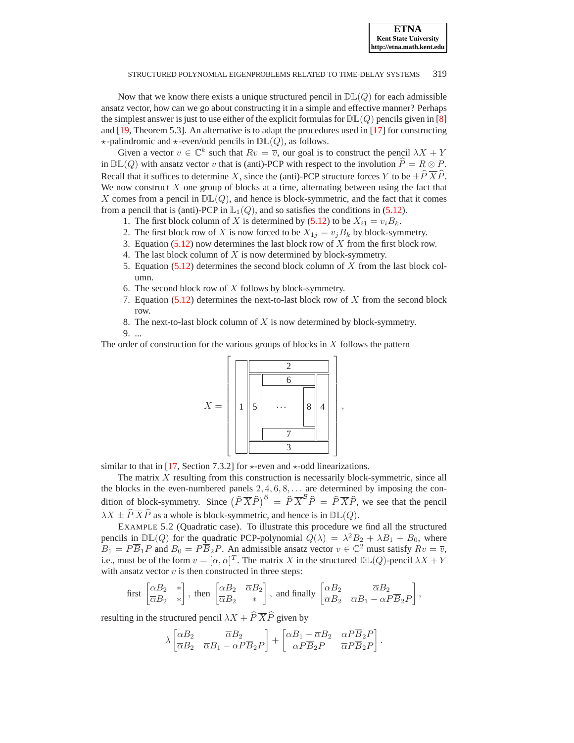Now that we know there exists a unique structured pencil in $\mathbb{DL}(Q)$ for each admissible ansatz vector, how can we go about constructing it in a simple and effective manner? Perhaps the simplest answer is just to use either of the explicit formulas for $\mathbb{DL}(Q)$ pencils given in [8] and [19, Theorem 5.3]. An alternative is to adapt the procedures used in [17] for constructing $\star$-palindromic and $\star$-even/odd pencils in $\mathbb{DL}(Q)$, as follows.

Given a vector $v \in \mathbb{C}^k$ such that $Rv = \overline{v}$, our goal is to construct the pencil $\lambda X + Y$ in $\mathbb{DL}(Q)$ with ansatz vector $v$ that is (anti)-PCP with respect to the involution $\widehat{P} = R \otimes P$. Recall that it suffices to determine $X$, since the (anti)-PCP structure forces $Y$ to be $\pm \widehat{P}\,\overline{X}\widehat{P}$. We now construct $X$ one group of blocks at a time, alternating between using the fact that $X$ comes from a pencil in $\mathbb{DL}(Q)$, and hence is block-symmetric, and the fact that it comes from a pencil that is (anti)-PCP in $\mathbb{L}_1(Q)$, and so satisfies the conditions in (5.12).

1. The first block column of $X$ is determined by (5.12) to be $X_{i1} = v_i B_k$.
2. The first block row of $X$ is now forced to be $X_{1j} = v_j B_k$ by block-symmetry.
3. Equation (5.12) now determines the last block row of $X$ from the first block row.
4. The last block column of $X$ is now determined by block-symmetry.
5. Equation (5.12) determines the second block column of $X$ from the last block column.
6. The second block row of $X$ follows by block-symmetry.
7. Equation (5.12) determines the next-to-last block row of $X$ from the second block row.
8. The next-to-last block column of $X$ is now determined by block-symmetry.
9. ...

The order of construction for the various groups of blocks in $X$ follows the pattern

$$X = \left[\begin{array}{c|c|ccc|c|c} \multirow{5}{*}{1} & \multicolumn{5}{c}{2} & \\ \hline & \multirow{3}{*}{5} & \multicolumn{3}{c|}{6} & \multirow{3}{*}{4} \\ & & \cdots & & 8 & \\ & & \multicolumn{3}{c|}{7} & \\ \hline & \multicolumn{5}{c}{3} & \end{array}\right],$$

similar to that in [17, Section 7.3.2] for $\star$-even and $\star$-odd linearizations.

The matrix $X$ resulting from this construction is necessarily block-symmetric, since all the blocks in the even-numbered panels $2, 4, 6, 8, \ldots$ are determined by imposing the condition of block-symmetry. Since $\big(\widehat{P}\,\overline{X}\widehat{P}\big)^{\mathcal{B}} = \widehat{P}\,\overline{X}^{\mathcal{B}}\widehat{P} = \widehat{P}\,\overline{X}\widehat{P}$, we see that the pencil $\lambda X \pm \widehat{P}\,\overline{X}\widehat{P}$ as a whole is block-symmetric, and hence is in $\mathbb{DL}(Q)$.

EXAMPLE 5.2 (Quadratic case). To illustrate this procedure we find all the structured pencils in $\mathbb{DL}(Q)$ for the quadratic PCP-polynomial $Q(\lambda) = \lambda^2 B_2 + \lambda B_1 + B_0$, where $B_1 = P\overline{B}_1 P$ and $B_0 = P\overline{B}_2 P$. An admissible ansatz vector $v \in \mathbb{C}^2$ must satisfy $Rv = \overline{v}$, i.e., must be of the form $v = [\alpha, \overline{\alpha}]^T$. The matrix $X$ in the structured $\mathbb{DL}(Q)$-pencil $\lambda X + Y$ with ansatz vector $v$ is then constructed in three steps:

$$\text{first } \begin{bmatrix} \alpha B_2 & * \\ \overline{\alpha} B_2 & * \end{bmatrix}, \text{ then } \begin{bmatrix} \alpha B_2 & \overline{\alpha} B_2 \\ \overline{\alpha} B_2 & * \end{bmatrix}, \text{ and finally } \begin{bmatrix} \alpha B_2 & \overline{\alpha} B_2 \\ \overline{\alpha} B_2 & \overline{\alpha} B_1 - \alpha P\overline{B}_2 P \end{bmatrix},$$

resulting in the structured pencil $\lambda X + \widehat{P}\,\overline{X}\widehat{P}$ given by

$$\lambda \begin{bmatrix} \alpha B_2 & \overline{\alpha} B_2 \\ \overline{\alpha} B_2 & \overline{\alpha} B_1 - \alpha P\overline{B}_2 P \end{bmatrix} + \begin{bmatrix} \alpha B_1 - \overline{\alpha} B_2 & \alpha P\overline{B}_2 P \\ \alpha P\overline{B}_2 P & \overline{\alpha} P\overline{B}_2 P \end{bmatrix}.$$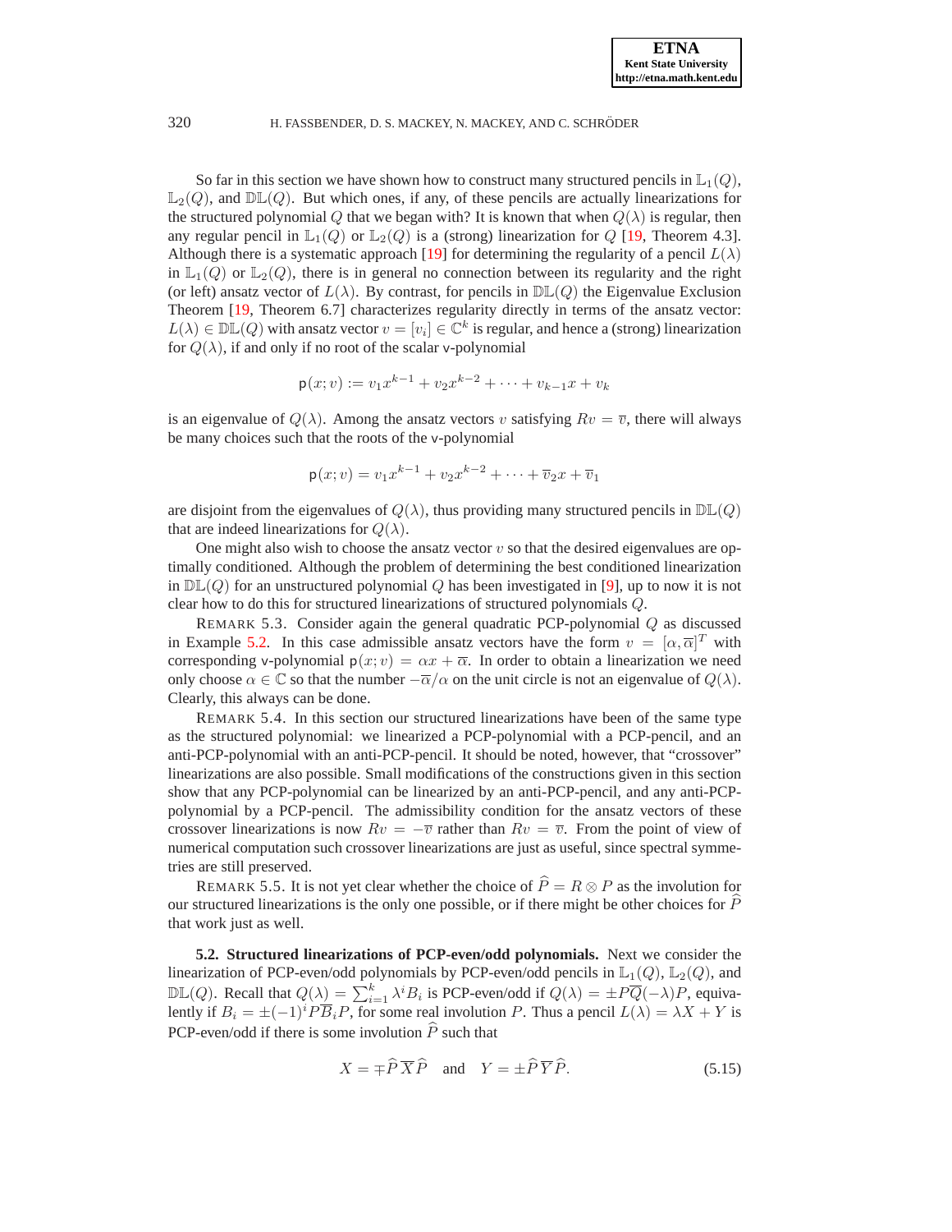So far in this section we have shown how to construct many structured pencils in $\mathbb{L}_1(Q)$, $\mathbb{L}_2(Q)$, and $\mathbb{DL}(Q)$. But which ones, if any, of these pencils are actually linearizations for the structured polynomial $Q$ that we began with? It is known that when $Q(\lambda)$ is regular, then any regular pencil in $\mathbb{L}_1(Q)$ or $\mathbb{L}_2(Q)$ is a (strong) linearization for $Q$ [19, Theorem 4.3]. Although there is a systematic approach [19] for determining the regularity of a pencil $L(\lambda)$ in $\mathbb{L}_1(Q)$ or $\mathbb{L}_2(Q)$, there is in general no connection between its regularity and the right (or left) ansatz vector of $L(\lambda)$. By contrast, for pencils in $\mathbb{DL}(Q)$ the Eigenvalue Exclusion Theorem [19, Theorem 6.7] characterizes regularity directly in terms of the ansatz vector: $L(\lambda) \in \mathbb{DL}(Q)$ with ansatz vector $v = [v_i] \in \mathbb{C}^k$ is regular, and hence a (strong) linearization for $Q(\lambda)$, if and only if no root of the scalar v-polynomial

$$\mathsf{p}(x; v) := v_1 x^{k-1} + v_2 x^{k-2} + \cdots + v_{k-1} x + v_k$$

is an eigenvalue of $Q(\lambda)$. Among the ansatz vectors $v$ satisfying $Rv = \overline{v}$, there will always be many choices such that the roots of the v-polynomial

$$\mathsf{p}(x; v) = v_1 x^{k-1} + v_2 x^{k-2} + \cdots + \overline{v}_2 x + \overline{v}_1$$

are disjoint from the eigenvalues of $Q(\lambda)$, thus providing many structured pencils in $\mathbb{DL}(Q)$ that are indeed linearizations for $Q(\lambda)$.

One might also wish to choose the ansatz vector $v$ so that the desired eigenvalues are optimally conditioned. Although the problem of determining the best conditioned linearization in $\mathbb{DL}(Q)$ for an unstructured polynomial $Q$ has been investigated in [9], up to now it is not clear how to do this for structured linearizations of structured polynomials $Q$.

REMARK 5.3. Consider again the general quadratic PCP-polynomial $Q$ as discussed in Example 5.2. In this case admissible ansatz vectors have the form $v = [\alpha, \overline{\alpha}]^T$ with corresponding v-polynomial $\mathsf{p}(x; v) = \alpha x + \overline{\alpha}$. In order to obtain a linearization we need only choose $\alpha \in \mathbb{C}$ so that the number $-\overline{\alpha}/\alpha$ on the unit circle is not an eigenvalue of $Q(\lambda)$. Clearly, this always can be done.

REMARK 5.4. In this section our structured linearizations have been of the same type as the structured polynomial: we linearized a PCP-polynomial with a PCP-pencil, and an anti-PCP-polynomial with an anti-PCP-pencil. It should be noted, however, that "crossover" linearizations are also possible. Small modifications of the constructions given in this section show that any PCP-polynomial can be linearized by an anti-PCP-pencil, and any anti-PCP-polynomial by a PCP-pencil. The admissibility condition for the ansatz vectors of these crossover linearizations is now $Rv = -\overline{v}$ rather than $Rv = \overline{v}$. From the point of view of numerical computation such crossover linearizations are just as useful, since spectral symmetries are still preserved.

REMARK 5.5. It is not yet clear whether the choice of $\widehat{P} = R \otimes P$ as the involution for our structured linearizations is the only one possible, or if there might be other choices for $\widehat{P}$ that work just as well.

**5.2. Structured linearizations of PCP-even/odd polynomials.** Next we consider the linearization of PCP-even/odd polynomials by PCP-even/odd pencils in $\mathbb{L}_1(Q)$, $\mathbb{L}_2(Q)$, and $\mathbb{DL}(Q)$. Recall that $Q(\lambda) = \sum_{i=1}^{k} \lambda^i B_i$ is PCP-even/odd if $Q(\lambda) = \pm P\overline{Q}(-\lambda)P$, equivalently if $B_i = \pm(-1)^i P\overline{B}_i P$, for some real involution $P$. Thus a pencil $L(\lambda) = \lambda X + Y$ is PCP-even/odd if there is some involution $\widehat{P}$ such that

$$X = \mp \widehat{P}\,\overline{X}\,\widehat{P} \quad \text{and} \quad Y = \pm \widehat{P}\,\overline{Y}\,\widehat{P}. \tag{5.15}$$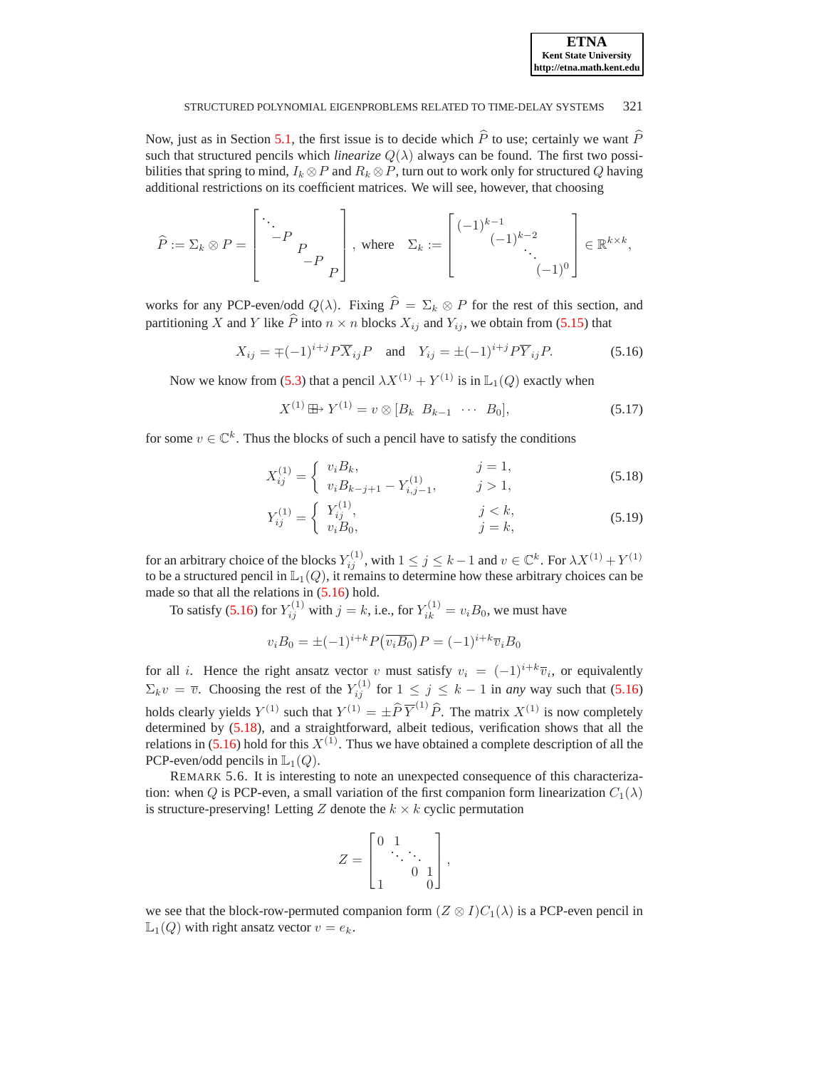Now, just as in Section 5.1, the first issue is to decide which $\widehat{P}$ to use; certainly we want $\widehat{P}$ such that structured pencils which *linearize* $Q(\lambda)$ always can be found. The first two possibilities that spring to mind, $I_k \otimes P$ and $R_k \otimes P$, turn out to work only for structured $Q$ having additional restrictions on its coefficient matrices. We will see, however, that choosing

$$\widehat{P} := \Sigma_k \otimes P = \begin{bmatrix} \ddots & & & \\ & -P & & \\ & & P & \\ & & & -P & \\ & & & & P \end{bmatrix}, \text{ where } \Sigma_k := \begin{bmatrix} (-1)^{k-1} & & & \\ & (-1)^{k-2} & & \\ & & \ddots & \\ & & & (-1)^0 \end{bmatrix} \in \mathbb{R}^{k \times k},$$

works for any PCP-even/odd $Q(\lambda)$. Fixing $\widehat{P} = \Sigma_k \otimes P$ for the rest of this section, and partitioning $X$ and $Y$ like $\widehat{P}$ into $n \times n$ blocks $X_{ij}$ and $Y_{ij}$, we obtain from (5.15) that

$$X_{ij} = \mp(-1)^{i+j} P \overline{X}_{ij} P \quad \text{and} \quad Y_{ij} = \pm(-1)^{i+j} P \overline{Y}_{ij} P. \tag{5.16}$$

Now we know from (5.3) that a pencil $\lambda X^{(1)} + Y^{(1)}$ is in $\mathbb{L}_1(Q)$ exactly when

$$X^{(1)} \boxplus\!\!\rightarrow Y^{(1)} = v \otimes [B_k \ \ B_{k-1} \ \ \cdots \ \ B_0], \tag{5.17}$$

for some $v \in \mathbb{C}^k$. Thus the blocks of such a pencil have to satisfy the conditions

$$X_{ij}^{(1)} = \begin{cases} v_i B_k, & j = 1, \\ v_i B_{k-j+1} - Y_{i,j-1}^{(1)}, & j > 1, \end{cases} \tag{5.18}$$

$$Y_{ij}^{(1)} = \begin{cases} Y_{ij}^{(1)}, & j < k, \\ v_i B_0, & j = k, \end{cases} \tag{5.19}$$

for an arbitrary choice of the blocks $Y_{ij}^{(1)}$, with $1 \le j \le k-1$ and $v \in \mathbb{C}^k$. For $\lambda X^{(1)} + Y^{(1)}$ to be a structured pencil in $\mathbb{L}_1(Q)$, it remains to determine how these arbitrary choices can be made so that all the relations in (5.16) hold.

To satisfy (5.16) for $Y_{ij}^{(1)}$ with $j = k$, i.e., for $Y_{ik}^{(1)} = v_i B_0$, we must have

$$v_i B_0 = \pm(-1)^{i+k} P \big(\overline{v_i B_0}\big) P = (-1)^{i+k} \overline{v}_i B_0$$

for all $i$. Hence the right ansatz vector $v$ must satisfy $v_i = (-1)^{i+k} \overline{v}_i$, or equivalently $\Sigma_k v = \overline{v}$. Choosing the rest of the $Y_{ij}^{(1)}$ for $1 \le j \le k-1$ in *any* way such that (5.16) holds clearly yields $Y^{(1)}$ such that $Y^{(1)} = \pm \widehat{P}\, \overline{Y}^{(1)} \widehat{P}$. The matrix $X^{(1)}$ is now completely determined by (5.18), and a straightforward, albeit tedious, verification shows that all the relations in (5.16) hold for this $X^{(1)}$. Thus we have obtained a complete description of all the PCP-even/odd pencils in $\mathbb{L}_1(Q)$.

REMARK 5.6. It is interesting to note an unexpected consequence of this characterization: when $Q$ is PCP-even, a small variation of the first companion form linearization $C_1(\lambda)$ is structure-preserving! Letting $Z$ denote the $k \times k$ cyclic permutation

$$Z = \begin{bmatrix} 0 & 1 & & \\ & \ddots & \ddots & \\ & & 0 & 1 \\ 1 & & & 0 \end{bmatrix},$$

we see that the block-row-permuted companion form $(Z \otimes I) C_1(\lambda)$ is a PCP-even pencil in $\mathbb{L}_1(Q)$ with right ansatz vector $v = e_k$.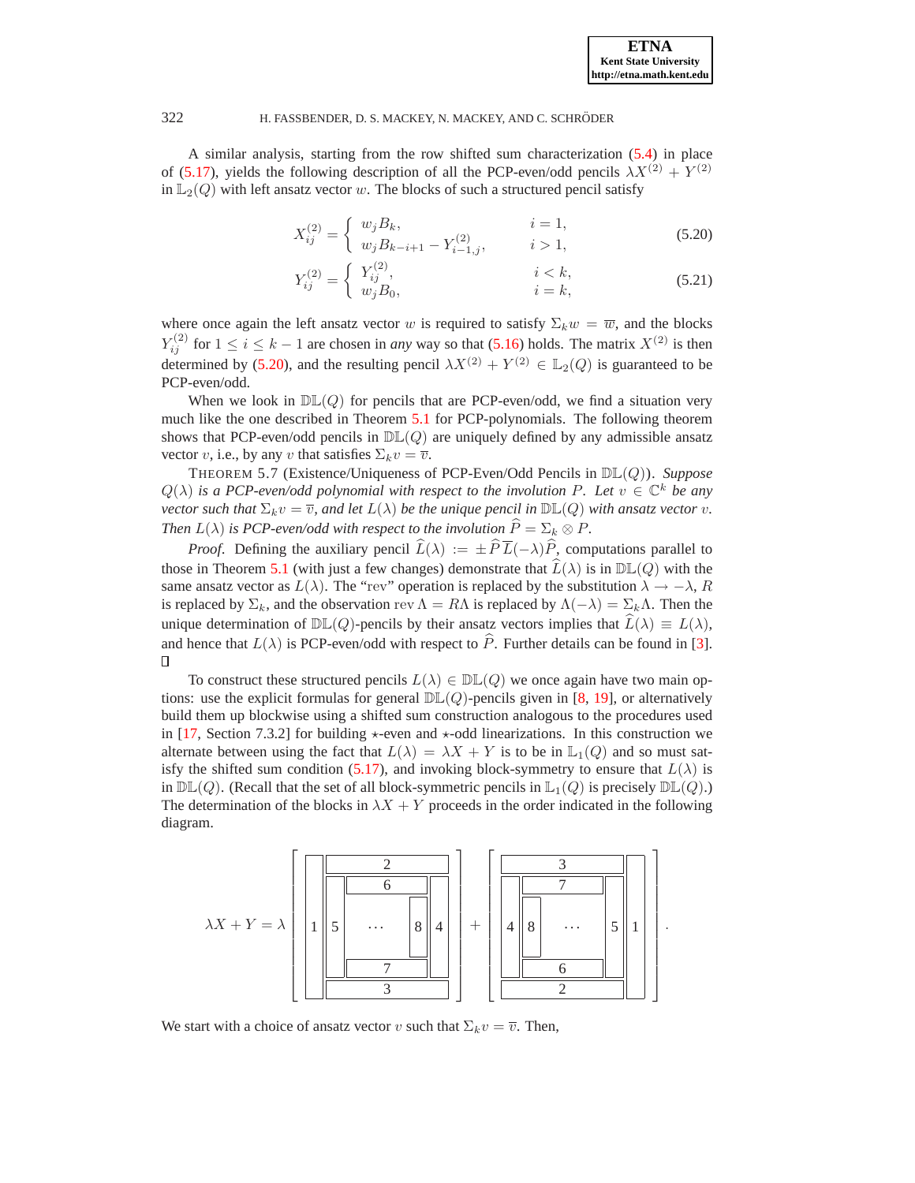A similar analysis, starting from the row shifted sum characterization (5.4) in place of (5.17), yields the following description of all the PCP-even/odd pencils $\lambda X^{(2)} + Y^{(2)}$ in $\mathbb{L}_2(Q)$ with left ansatz vector $w$. The blocks of such a structured pencil satisfy

$$X_{ij}^{(2)} = \begin{cases} w_j B_k, & i = 1, \\ w_j B_{k-i+1} - Y_{i-1,j}^{(2)}, & i > 1, \end{cases} \tag{5.20}$$

$$Y_{ij}^{(2)} = \begin{cases} Y_{ij}^{(2)}, & i < k, \\ w_j B_0, & i = k, \end{cases} \tag{5.21}$$

where once again the left ansatz vector $w$ is required to satisfy $\Sigma_k w = \overline{w}$, and the blocks $Y_{ij}^{(2)}$ for $1 \leq i \leq k-1$ are chosen in *any* way so that (5.16) holds. The matrix $X^{(2)}$ is then determined by (5.20), and the resulting pencil $\lambda X^{(2)} + Y^{(2)} \in \mathbb{L}_2(Q)$ is guaranteed to be PCP-even/odd.

When we look in $\mathbb{DL}(Q)$ for pencils that are PCP-even/odd, we find a situation very much like the one described in Theorem 5.1 for PCP-polynomials. The following theorem shows that PCP-even/odd pencils in $\mathbb{DL}(Q)$ are uniquely defined by any admissible ansatz vector $v$, i.e., by any $v$ that satisfies $\Sigma_k v = \overline{v}$.

THEOREM 5.7 (Existence/Uniqueness of PCP-Even/Odd Pencils in $\mathbb{DL}(Q)$). *Suppose $Q(\lambda)$ is a PCP-even/odd polynomial with respect to the involution $P$. Let $v \in \mathbb{C}^k$ be any vector such that $\Sigma_k v = \overline{v}$, and let $L(\lambda)$ be the unique pencil in $\mathbb{DL}(Q)$ with ansatz vector $v$. Then $L(\lambda)$ is PCP-even/odd with respect to the involution $\widehat{P} = \Sigma_k \otimes P$.*

*Proof*. Defining the auxiliary pencil $\widehat{L}(\lambda) := \pm \widehat{P}\,\overline{L}(-\lambda)\widehat{P}$, computations parallel to those in Theorem 5.1 (with just a few changes) demonstrate that $\widehat{L}(\lambda)$ is in $\mathbb{DL}(Q)$ with the same ansatz vector as $L(\lambda)$. The "rev" operation is replaced by the substitution $\lambda \to -\lambda$, $R$ is replaced by $\Sigma_k$, and the observation $\operatorname{rev} \Lambda = R\Lambda$ is replaced by $\Lambda(-\lambda) = \Sigma_k \Lambda$. Then the unique determination of $\mathbb{DL}(Q)$-pencils by their ansatz vectors implies that $\widehat{L}(\lambda) \equiv L(\lambda)$, and hence that $L(\lambda)$ is PCP-even/odd with respect to $\widehat{P}$. Further details can be found in [3]. ∎

To construct these structured pencils $L(\lambda) \in \mathbb{DL}(Q)$ we once again have two main options: use the explicit formulas for general $\mathbb{DL}(Q)$-pencils given in [8, 19], or alternatively build them up blockwise using a shifted sum construction analogous to the procedures used in [17, Section 7.3.2] for building $\star$-even and $\star$-odd linearizations. In this construction we alternate between using the fact that $L(\lambda) = \lambda X + Y$ is to be in $\mathbb{L}_1(Q)$ and so must satisfy the shifted sum condition (5.17), and invoking block-symmetry to ensure that $L(\lambda)$ is in $\mathbb{DL}(Q)$. (Recall that the set of all block-symmetric pencils in $\mathbb{L}_1(Q)$ is precisely $\mathbb{DL}(Q)$.) The determination of the blocks in $\lambda X + Y$ proceeds in the order indicated in the following diagram.

$$\lambda X + Y = \lambda \left[\begin{array}{c|c|ccc|c|c} \multirow{5}{*}{1} & \multicolumn{5}{c}{2} & \\ & \multirow{3}{*}{5} & \multicolumn{3}{c}{6} & \multirow{3}{*}{4} \\ & & & \cdots & 8 & \\ & & \multicolumn{3}{c}{7} & \\ & \multicolumn{5}{c}{3} & \end{array}\right] + \left[\begin{array}{c|c|ccc|c|c} \multicolumn{5}{c}{3} & & \multirow{5}{*}{1} \\ \multirow{3}{*}{4} & \multicolumn{3}{c}{7} & \multirow{3}{*}{5} & & \\ & 8 & \cdots & & & & \\ & \multicolumn{3}{c}{6} & & & \\ \multicolumn{5}{c}{2} & & \end{array}\right].$$

We start with a choice of ansatz vector $v$ such that $\Sigma_k v = \overline{v}$. Then,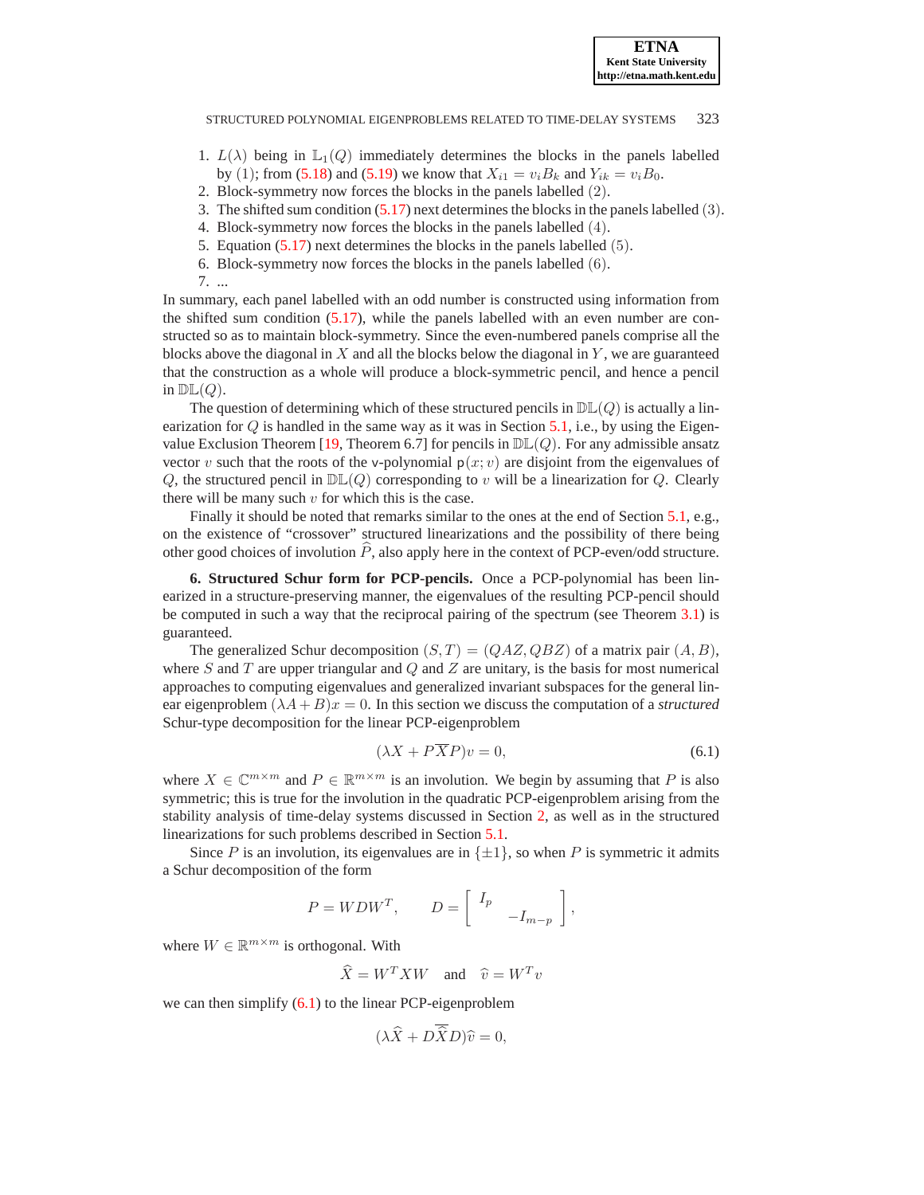1. $L(\lambda)$ being in $\mathbb{L}_1(Q)$ immediately determines the blocks in the panels labelled by $(1)$; from (5.18) and (5.19) we know that $X_{i1} = v_i B_k$ and $Y_{ik} = v_i B_0$.
2. Block-symmetry now forces the blocks in the panels labelled $(2)$.
3. The shifted sum condition (5.17) next determines the blocks in the panels labelled $(3)$.
4. Block-symmetry now forces the blocks in the panels labelled $(4)$.
5. Equation (5.17) next determines the blocks in the panels labelled $(5)$.
6. Block-symmetry now forces the blocks in the panels labelled $(6)$.
7. ...

In summary, each panel labelled with an odd number is constructed using information from the shifted sum condition (5.17), while the panels labelled with an even number are constructed so as to maintain block-symmetry. Since the even-numbered panels comprise all the blocks above the diagonal in $X$ and all the blocks below the diagonal in $Y$, we are guaranteed that the construction as a whole will produce a block-symmetric pencil, and hence a pencil in $\mathbb{DL}(Q)$.

The question of determining which of these structured pencils in $\mathbb{DL}(Q)$ is actually a linearization for $Q$ is handled in the same way as it was in Section 5.1, i.e., by using the Eigenvalue Exclusion Theorem [19, Theorem 6.7] for pencils in $\mathbb{DL}(Q)$. For any admissible ansatz vector $v$ such that the roots of the v-polynomial $\mathsf{p}(x; v)$ are disjoint from the eigenvalues of $Q$, the structured pencil in $\mathbb{DL}(Q)$ corresponding to $v$ will be a linearization for $Q$. Clearly there will be many such $v$ for which this is the case.

Finally it should be noted that remarks similar to the ones at the end of Section 5.1, e.g., on the existence of "crossover" structured linearizations and the possibility of there being other good choices of involution $\widehat{P}$, also apply here in the context of PCP-even/odd structure.

**6. Structured Schur form for PCP-pencils.** Once a PCP-polynomial has been linearized in a structure-preserving manner, the eigenvalues of the resulting PCP-pencil should be computed in such a way that the reciprocal pairing of the spectrum (see Theorem 3.1) is guaranteed.

The generalized Schur decomposition $(S, T) = (QAZ, QBZ)$ of a matrix pair $(A, B)$, where $S$ and $T$ are upper triangular and $Q$ and $Z$ are unitary, is the basis for most numerical approaches to computing eigenvalues and generalized invariant subspaces for the general linear eigenproblem $(\lambda A + B)x = 0$. In this section we discuss the computation of a *structured* Schur-type decomposition for the linear PCP-eigenproblem

$$(\lambda X + P\overline{X}P)v = 0, \tag{6.1}$$

where $X \in \mathbb{C}^{m\times m}$ and $P \in \mathbb{R}^{m\times m}$ is an involution. We begin by assuming that $P$ is also symmetric; this is true for the involution in the quadratic PCP-eigenproblem arising from the stability analysis of time-delay systems discussed in Section 2, as well as in the structured linearizations for such problems described in Section 5.1.

Since $P$ is an involution, its eigenvalues are in $\{\pm 1\}$, so when $P$ is symmetric it admits a Schur decomposition of the form

$$P = WDW^T, \qquad D = \begin{bmatrix} I_p & \\ & -I_{m-p} \end{bmatrix},$$

where $W \in \mathbb{R}^{m\times m}$ is orthogonal. With

$$\widehat{X} = W^T X W \quad \text{and} \quad \widehat{v} = W^T v$$

we can then simplify (6.1) to the linear PCP-eigenproblem

$$(\lambda \widehat{X} + D\overline{\widehat{X}}D)\widehat{v} = 0,$$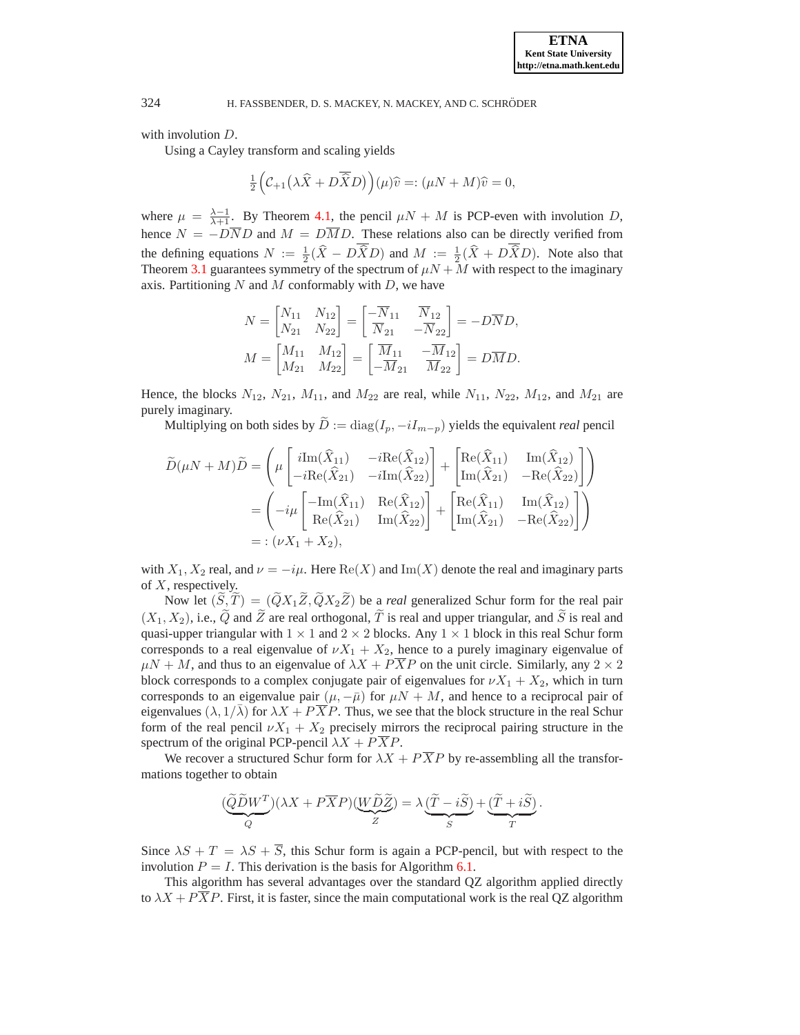with involution $D$.

Using a Cayley transform and scaling yields

$$\tfrac{1}{2}\left(\mathcal{C}_{+1}\big(\lambda\widehat{X} + D\overline{\widehat{X}}D\big)\right)(\mu)\widehat{v} =: (\mu N + M)\widehat{v} = 0,$$

where $\mu = \frac{\lambda-1}{\lambda+1}$. By Theorem 4.1, the pencil $\mu N + M$ is PCP-even with involution $D$, hence $N = -D\overline{N}D$ and $M = D\overline{M}D$. These relations also can be directly verified from the defining equations $N := \frac{1}{2}(\widehat{X} - D\overline{\widehat{X}}D)$ and $M := \frac{1}{2}(\widehat{X} + D\overline{\widehat{X}}D)$. Note also that Theorem 3.1 guarantees symmetry of the spectrum of $\mu N + M$ with respect to the imaginary axis. Partitioning $N$ and $M$ conformably with $D$, we have

$$N = \begin{bmatrix} N_{11} & N_{12} \\ N_{21} & N_{22} \end{bmatrix} = \begin{bmatrix} -\overline{N}_{11} & \overline{N}_{12} \\ \overline{N}_{21} & -\overline{N}_{22} \end{bmatrix} = -D\overline{N}D,$$

$$M = \begin{bmatrix} M_{11} & M_{12} \\ M_{21} & M_{22} \end{bmatrix} = \begin{bmatrix} \overline{M}_{11} & -\overline{M}_{12} \\ -\overline{M}_{21} & \overline{M}_{22} \end{bmatrix} = D\overline{M}D.$$

Hence, the blocks $N_{12}$, $N_{21}$, $M_{11}$, and $M_{22}$ are real, while $N_{11}$, $N_{22}$, $M_{12}$, and $M_{21}$ are purely imaginary.

Multiplying on both sides by $\widetilde{D} := \operatorname{diag}(I_p, -iI_{m-p})$ yields the equivalent *real* pencil

$$\begin{aligned}
\widetilde{D}(\mu N + M)\widetilde{D} &= \left(\mu \begin{bmatrix} i\mathrm{Im}(\widehat{X}_{11}) & -i\mathrm{Re}(\widehat{X}_{12}) \\ -i\mathrm{Re}(\widehat{X}_{21}) & -i\mathrm{Im}(\widehat{X}_{22}) \end{bmatrix} + \begin{bmatrix} \mathrm{Re}(\widehat{X}_{11}) & \mathrm{Im}(\widehat{X}_{12}) \\ \mathrm{Im}(\widehat{X}_{21}) & -\mathrm{Re}(\widehat{X}_{22}) \end{bmatrix}\right) \\
&= \left(-i\mu \begin{bmatrix} -\mathrm{Im}(\widehat{X}_{11}) & \mathrm{Re}(\widehat{X}_{12}) \\ \mathrm{Re}(\widehat{X}_{21}) & \mathrm{Im}(\widehat{X}_{22}) \end{bmatrix} + \begin{bmatrix} \mathrm{Re}(\widehat{X}_{11}) & \mathrm{Im}(\widehat{X}_{12}) \\ \mathrm{Im}(\widehat{X}_{21}) & -\mathrm{Re}(\widehat{X}_{22}) \end{bmatrix}\right) \\
&=: (\nu X_1 + X_2),
\end{aligned}$$

with $X_1, X_2$ real, and $\nu = -i\mu$. Here $\mathrm{Re}(X)$ and $\mathrm{Im}(X)$ denote the real and imaginary parts of $X$, respectively.

Now let $(\widetilde{S}, \widetilde{T}) = (\widetilde{Q}X_1\widetilde{Z}, \widetilde{Q}X_2\widetilde{Z})$ be a *real* generalized Schur form for the real pair $(X_1, X_2)$, i.e., $\widetilde{Q}$ and $\widetilde{Z}$ are real orthogonal, $\widetilde{T}$ is real and upper triangular, and $\widetilde{S}$ is real and quasi-upper triangular with $1 \times 1$ and $2 \times 2$ blocks. Any $1 \times 1$ block in this real Schur form corresponds to a real eigenvalue of $\nu X_1 + X_2$, hence to a purely imaginary eigenvalue of $\mu N + M$, and thus to an eigenvalue of $\lambda X + P\overline{X}P$ on the unit circle. Similarly, any $2 \times 2$ block corresponds to a complex conjugate pair of eigenvalues for $\nu X_1 + X_2$, which in turn corresponds to an eigenvalue pair $(\mu, -\bar{\mu})$ for $\mu N + M$, and hence to a reciprocal pair of eigenvalues $(\lambda, 1/\bar{\lambda})$ for $\lambda X + P\overline{X}P$. Thus, we see that the block structure in the real Schur form of the real pencil $\nu X_1 + X_2$ precisely mirrors the reciprocal pairing structure in the spectrum of the original PCP-pencil $\lambda X + P\overline{X}P$.

We recover a structured Schur form for $\lambda X + P\overline{X}P$ by re-assembling all the transformations together to obtain

$$\underbrace{(\widetilde{Q}\widetilde{D}W^T)}_{Q}(\lambda X + P\overline{X}P)\underbrace{(W\widetilde{D}\widetilde{Z})}_{Z} = \lambda\underbrace{(\widetilde{T} - i\widetilde{S})}_{S} + \underbrace{(\widetilde{T} + i\widetilde{S})}_{T}.$$

Since $\lambda S + T = \lambda S + \overline{S}$, this Schur form is again a PCP-pencil, but with respect to the involution $P = I$. This derivation is the basis for Algorithm 6.1.

This algorithm has several advantages over the standard QZ algorithm applied directly to $\lambda X + P\overline{X}P$. First, it is faster, since the main computational work is the real QZ algorithm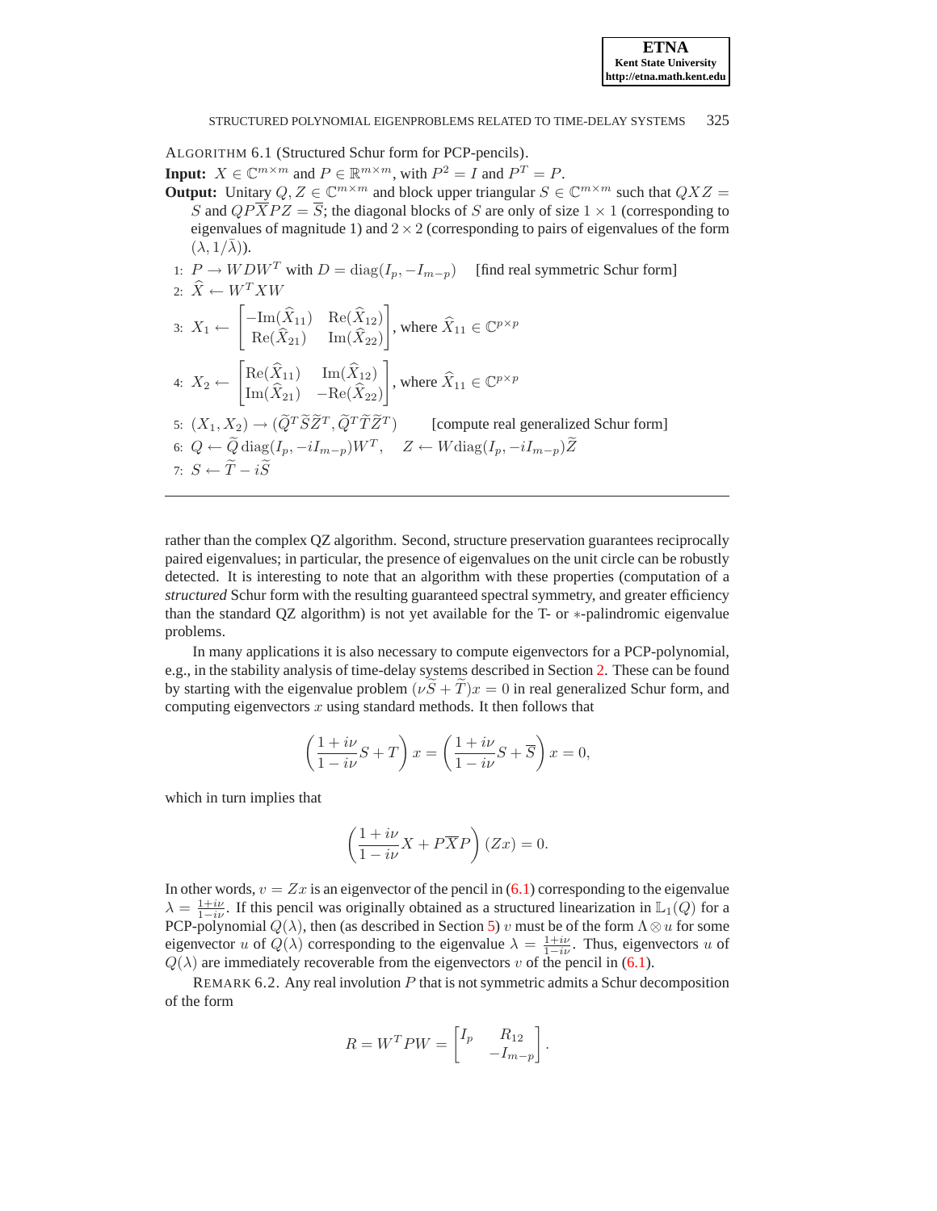ALGORITHM 6.1 (Structured Schur form for PCP-pencils).

**Input:** $X \in \mathbb{C}^{m\times m}$ and $P \in \mathbb{R}^{m\times m}$, with $P^2 = I$ and $P^T = P$.

**Output:** Unitary $Q, Z \in \mathbb{C}^{m\times m}$ and block upper triangular $S \in \mathbb{C}^{m\times m}$ such that $QXZ = S$ and $QP\overline{X}PZ = \overline{S}$; the diagonal blocks of $S$ are only of size $1 \times 1$ (corresponding to eigenvalues of magnitude 1) and $2 \times 2$ (corresponding to pairs of eigenvalues of the form $(\lambda, 1/\bar{\lambda})$).

1: $P \to WDW^T$ with $D = \operatorname{diag}(I_p, -I_{m-p})$ [find real symmetric Schur form]

2: $\widehat{X} \leftarrow W^T XW$

3: $X_1 \leftarrow \begin{bmatrix} -\operatorname{Im}(\widehat{X}_{11}) & \operatorname{Re}(\widehat{X}_{12}) \\ \operatorname{Re}(\widehat{X}_{21}) & \operatorname{Im}(\widehat{X}_{22}) \end{bmatrix}$, where $\widehat{X}_{11} \in \mathbb{C}^{p\times p}$

4: $X_2 \leftarrow \begin{bmatrix} \operatorname{Re}(\widehat{X}_{11}) & \operatorname{Im}(\widehat{X}_{12}) \\ \operatorname{Im}(\widehat{X}_{21}) & -\operatorname{Re}(\widehat{X}_{22}) \end{bmatrix}$, where $\widehat{X}_{11} \in \mathbb{C}^{p\times p}$

5: $(X_1, X_2) \to (\widetilde{Q}^T\widetilde{S}\widetilde{Z}^T, \widetilde{Q}^T\widetilde{T}\widetilde{Z}^T)$ [compute real generalized Schur form]

6: $Q \leftarrow \widetilde{Q}\operatorname{diag}(I_p, -iI_{m-p})W^T, \quad Z \leftarrow W\operatorname{diag}(I_p, -iI_{m-p})\widetilde{Z}$

7: $S \leftarrow \widetilde{T} - i\widetilde{S}$

---

rather than the complex QZ algorithm. Second, structure preservation guarantees reciprocally paired eigenvalues; in particular, the presence of eigenvalues on the unit circle can be robustly detected. It is interesting to note that an algorithm with these properties (computation of a *structured* Schur form with the resulting guaranteed spectral symmetry, and greater efficiency than the standard QZ algorithm) is not yet available for the T- or $*$-palindromic eigenvalue problems.

In many applications it is also necessary to compute eigenvectors for a PCP-polynomial, e.g., in the stability analysis of time-delay systems described in Section 2. These can be found by starting with the eigenvalue problem $(\nu\widetilde{S} + \widetilde{T})x = 0$ in real generalized Schur form, and computing eigenvectors $x$ using standard methods. It then follows that

$$\left(\frac{1+i\nu}{1-i\nu}S + T\right)x = \left(\frac{1+i\nu}{1-i\nu}S + \overline{S}\right)x = 0,$$

which in turn implies that

$$\left(\frac{1+i\nu}{1-i\nu}X + P\overline{X}P\right)(Zx) = 0.$$

In other words, $v = Zx$ is an eigenvector of the pencil in (6.1) corresponding to the eigenvalue $\lambda = \frac{1+i\nu}{1-i\nu}$. If this pencil was originally obtained as a structured linearization in $\mathbb{L}_1(Q)$ for a PCP-polynomial $Q(\lambda)$, then (as described in Section 5) $v$ must be of the form $\Lambda \otimes u$ for some eigenvector $u$ of $Q(\lambda)$ corresponding to the eigenvalue $\lambda = \frac{1+i\nu}{1-i\nu}$. Thus, eigenvectors $u$ of $Q(\lambda)$ are immediately recoverable from the eigenvectors $v$ of the pencil in (6.1).

REMARK 6.2. Any real involution $P$ that is not symmetric admits a Schur decomposition of the form

$$R = W^T PW = \begin{bmatrix} I_p & R_{12} \\ & -I_{m-p} \end{bmatrix}.$$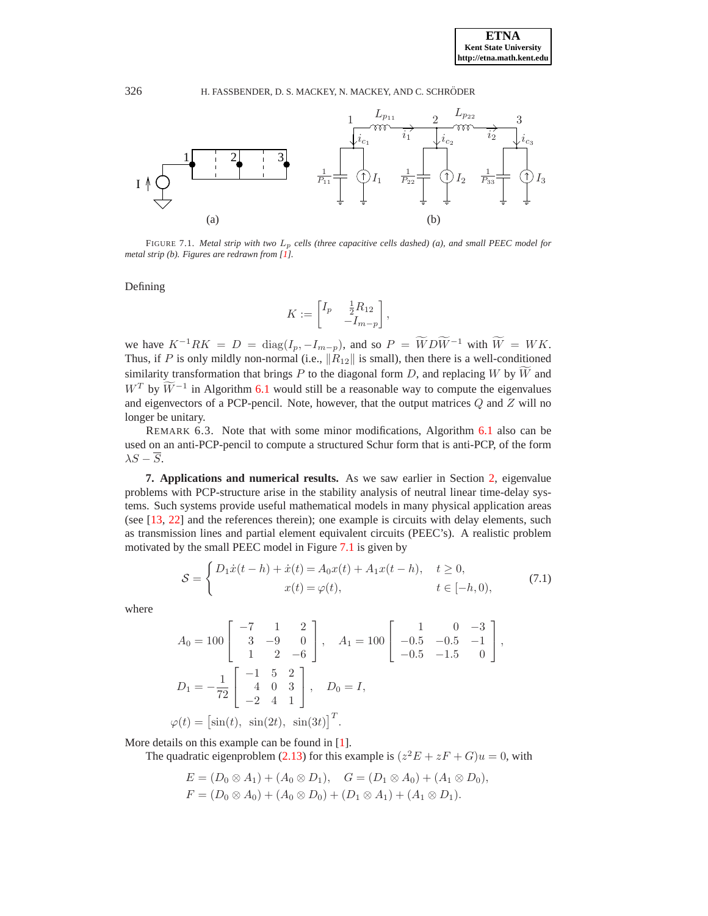FIGURE 7.1. *Metal strip with two $L_p$ cells (three capacitive cells dashed) (a), and small PEEC model for metal strip (b). Figures are redrawn from [1].*

Defining

$$K := \begin{bmatrix} I_p & \frac{1}{2}R_{12} \\ & -I_{m-p} \end{bmatrix},$$

we have $K^{-1}RK = D = \operatorname{diag}(I_p, -I_{m-p})$, and so $P = \widetilde{W}D\widetilde{W}^{-1}$ with $\widetilde{W} = WK$. Thus, if $P$ is only mildly non-normal (i.e., $\|R_{12}\|$ is small), then there is a well-conditioned similarity transformation that brings $P$ to the diagonal form $D$, and replacing $W$ by $\widetilde{W}$ and $W^T$ by $\widetilde{W}^{-1}$ in Algorithm 6.1 would still be a reasonable way to compute the eigenvalues and eigenvectors of a PCP-pencil. Note, however, that the output matrices $Q$ and $Z$ will no longer be unitary.

REMARK 6.3. Note that with some minor modifications, Algorithm 6.1 also can be used on an anti-PCP-pencil to compute a structured Schur form that is anti-PCP, of the form $\lambda S - \overline{S}$.

## 7. Applications and numerical results.

As we saw earlier in Section 2, eigenvalue problems with PCP-structure arise in the stability analysis of neutral linear time-delay systems. Such systems provide useful mathematical models in many physical application areas (see [13, 22] and the references therein); one example is circuits with delay elements, such as transmission lines and partial element equivalent circuits (PEEC's). A realistic problem motivated by the small PEEC model in Figure 7.1 is given by

$$\mathcal{S} = \begin{cases} D_1\dot{x}(t-h) + \dot{x}(t) = A_0x(t) + A_1x(t-h), & t \geq 0, \\ x(t) = \varphi(t), & t \in [-h, 0), \end{cases} \tag{7.1}$$

where

$$A_0 = 100\begin{bmatrix} -7 & 1 & 2 \\ 3 & -9 & 0 \\ 1 & 2 & -6 \end{bmatrix}, \quad A_1 = 100\begin{bmatrix} 1 & 0 & -3 \\ -0.5 & -0.5 & -1 \\ -0.5 & -1.5 & 0 \end{bmatrix},$$

$$D_1 = -\frac{1}{72}\begin{bmatrix} -1 & 5 & 2 \\ 4 & 0 & 3 \\ -2 & 4 & 1 \end{bmatrix}, \quad D_0 = I,$$

$$\varphi(t) = \begin{bmatrix} \sin(t), & \sin(2t), & \sin(3t) \end{bmatrix}^T.$$

More details on this example can be found in [1].

The quadratic eigenproblem (2.13) for this example is $(z^2E + zF + G)u = 0$, with

$$E = (D_0 \otimes A_1) + (A_0 \otimes D_1), \quad G = (D_1 \otimes A_0) + (A_1 \otimes D_0),$$
$$F = (D_0 \otimes A_0) + (A_0 \otimes D_0) + (D_1 \otimes A_1) + (A_1 \otimes D_1).$$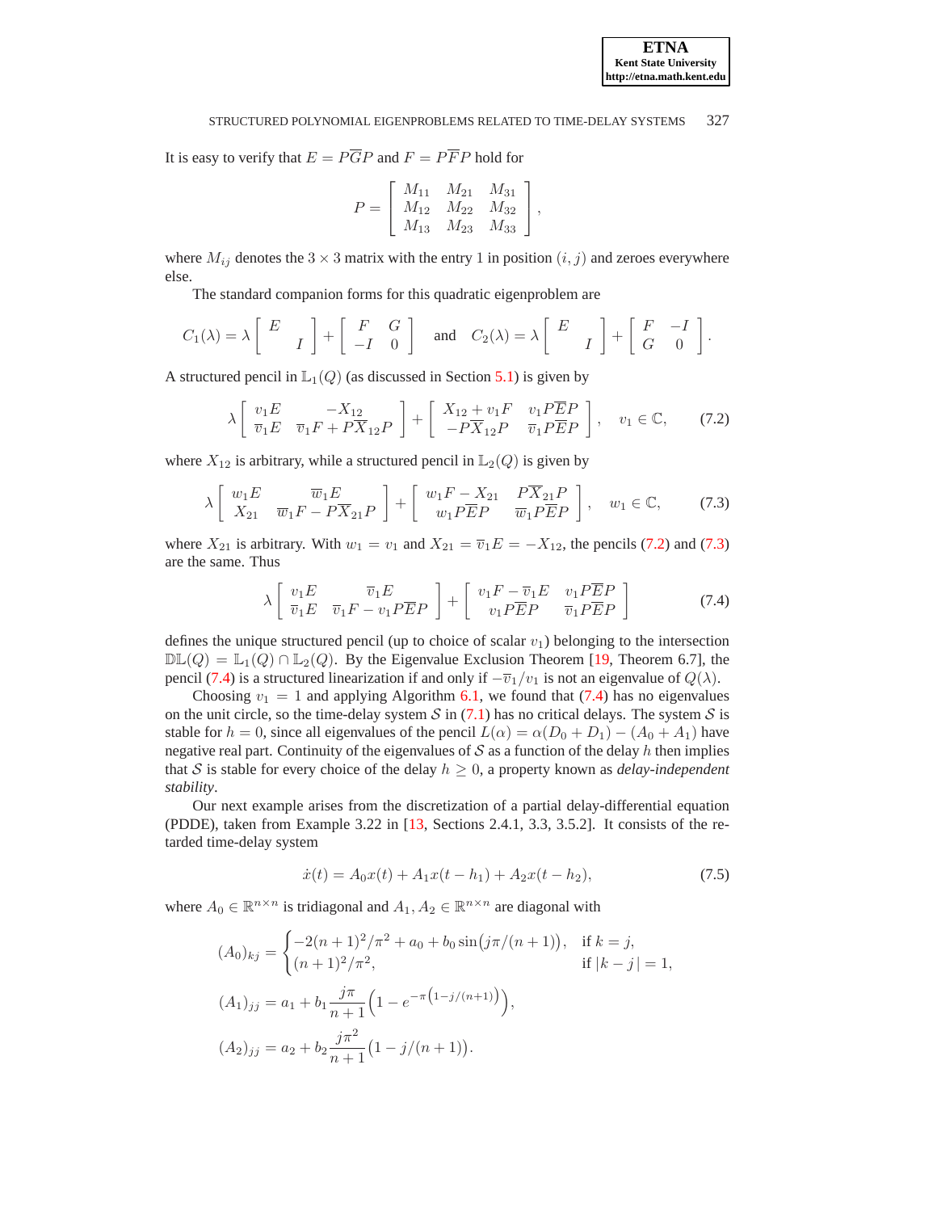It is easy to verify that $E = P\overline{G}P$ and $F = P\overline{F}P$ hold for

$$P = \begin{bmatrix} M_{11} & M_{21} & M_{31} \\ M_{12} & M_{22} & M_{32} \\ M_{13} & M_{23} & M_{33} \end{bmatrix},$$

where $M_{ij}$ denotes the $3 \times 3$ matrix with the entry 1 in position $(i, j)$ and zeroes everywhere else.

The standard companion forms for this quadratic eigenproblem are

$$C_1(\lambda) = \lambda \begin{bmatrix} E & \\ & I \end{bmatrix} + \begin{bmatrix} F & G \\ -I & 0 \end{bmatrix} \quad \text{and} \quad C_2(\lambda) = \lambda \begin{bmatrix} E & \\ & I \end{bmatrix} + \begin{bmatrix} F & -I \\ G & 0 \end{bmatrix}.$$

A structured pencil in $\mathbb{L}_1(Q)$ (as discussed in Section 5.1) is given by

$$\lambda \begin{bmatrix} v_1 E & -X_{12} \\ \overline{v}_1 E & \overline{v}_1 F + P\overline{X}_{12}P \end{bmatrix} + \begin{bmatrix} X_{12} + v_1 F & v_1 P\overline{E}P \\ -P\overline{X}_{12}P & \overline{v}_1 P\overline{E}P \end{bmatrix}, \quad v_1 \in \mathbb{C}, \tag{7.2}$$

where $X_{12}$ is arbitrary, while a structured pencil in $\mathbb{L}_2(Q)$ is given by

$$\lambda \begin{bmatrix} w_1 E & \overline{w}_1 E \\ X_{21} & \overline{w}_1 F - P\overline{X}_{21}P \end{bmatrix} + \begin{bmatrix} w_1 F - X_{21} & P\overline{X}_{21}P \\ w_1 P\overline{E}P & \overline{w}_1 P\overline{E}P \end{bmatrix}, \quad w_1 \in \mathbb{C}, \tag{7.3}$$

where $X_{21}$ is arbitrary. With $w_1 = v_1$ and $X_{21} = \overline{v}_1 E = -X_{12}$, the pencils (7.2) and (7.3) are the same. Thus

$$\lambda \begin{bmatrix} v_1 E & \overline{v}_1 E \\ \overline{v}_1 E & \overline{v}_1 F - v_1 P\overline{E}P \end{bmatrix} + \begin{bmatrix} v_1 F - \overline{v}_1 E & v_1 P\overline{E}P \\ v_1 P\overline{E}P & \overline{v}_1 P\overline{E}P \end{bmatrix} \tag{7.4}$$

defines the unique structured pencil (up to choice of scalar $v_1$) belonging to the intersection $\mathbb{DL}(Q) = \mathbb{L}_1(Q) \cap \mathbb{L}_2(Q)$. By the Eigenvalue Exclusion Theorem [19, Theorem 6.7], the pencil (7.4) is a structured linearization if and only if $-\overline{v}_1/v_1$ is not an eigenvalue of $Q(\lambda)$.

Choosing $v_1 = 1$ and applying Algorithm 6.1, we found that (7.4) has no eigenvalues on the unit circle, so the time-delay system $\mathcal{S}$ in (7.1) has no critical delays. The system $\mathcal{S}$ is stable for $h = 0$, since all eigenvalues of the pencil $L(\alpha) = \alpha(D_0 + D_1) - (A_0 + A_1)$ have negative real part. Continuity of the eigenvalues of $\mathcal{S}$ as a function of the delay $h$ then implies that $\mathcal{S}$ is stable for every choice of the delay $h \geq 0$, a property known as *delay-independent stability*.

Our next example arises from the discretization of a partial delay-differential equation (PDDE), taken from Example 3.22 in [13, Sections 2.4.1, 3.3, 3.5.2]. It consists of the retarded time-delay system

$$\dot{x}(t) = A_0 x(t) + A_1 x(t - h_1) + A_2 x(t - h_2), \tag{7.5}$$

where $A_0 \in \mathbb{R}^{n \times n}$ is tridiagonal and $A_1, A_2 \in \mathbb{R}^{n \times n}$ are diagonal with

$$(A_0)_{kj} = \begin{cases} -2(n+1)^2/\pi^2 + a_0 + b_0 \sin\big(j\pi/(n+1)\big), & \text{if } k = j, \\ (n+1)^2/\pi^2, & \text{if } |k - j| = 1, \end{cases}$$

$$(A_1)_{jj} = a_1 + b_1 \frac{j\pi}{n+1}\Big(1 - e^{-\pi\left(1 - j/(n+1)\right)}\Big),$$

$$(A_2)_{jj} = a_2 + b_2 \frac{j\pi^2}{n+1}\big(1 - j/(n+1)\big).$$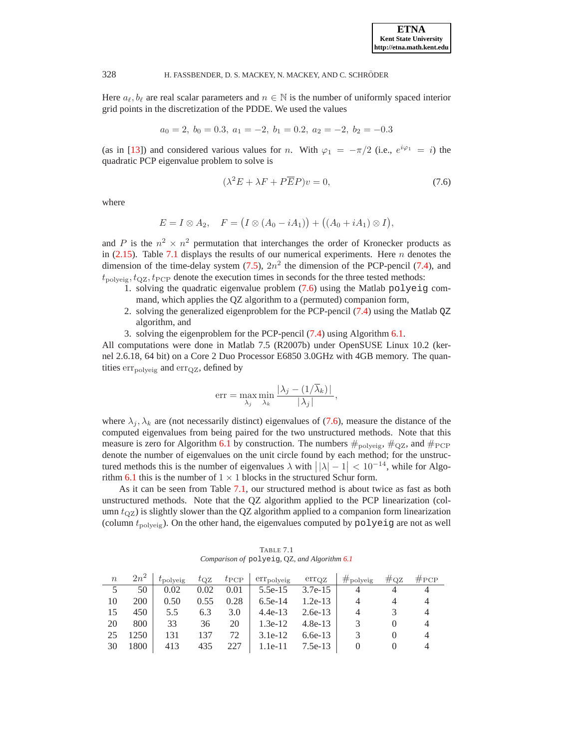Here $a_\ell, b_\ell$ are real scalar parameters and $n \in \mathbb{N}$ is the number of uniformly spaced interior grid points in the discretization of the PDDE. We used the values

$$a_0 = 2,\ b_0 = 0.3,\ a_1 = -2,\ b_1 = 0.2,\ a_2 = -2,\ b_2 = -0.3$$

(as in [13]) and considered various values for $n$. With $\varphi_1 = -\pi/2$ (i.e., $e^{i\varphi_1} = i$) the quadratic PCP eigenvalue problem to solve is

$$(\lambda^2 E + \lambda F + P\overline{E}P)v = 0, \tag{7.6}$$

where

$$E = I \otimes A_2, \quad F = \big(I \otimes (A_0 - iA_1)\big) + \big((A_0 + iA_1) \otimes I\big),$$

and $P$ is the $n^2 \times n^2$ permutation that interchanges the order of Kronecker products as in (2.15). Table 7.1 displays the results of our numerical experiments. Here $n$ denotes the dimension of the time-delay system (7.5), $2n^2$ the dimension of the PCP-pencil (7.4), and $t_{\text{polyeig}}, t_{\text{QZ}}, t_{\text{PCP}}$ denote the execution times in seconds for the three tested methods:

1. solving the quadratic eigenvalue problem (7.6) using the Matlab `polyeig` command, which applies the QZ algorithm to a (permuted) companion form,
2. solving the generalized eigenproblem for the PCP-pencil (7.4) using the Matlab `QZ` algorithm, and
3. solving the eigenproblem for the PCP-pencil (7.4) using Algorithm 6.1.

All computations were done in Matlab 7.5 (R2007b) under OpenSUSE Linux 10.2 (kernel 2.6.18, 64 bit) on a Core 2 Duo Processor E6850 3.0GHz with 4GB memory. The quantities $\text{err}_{\text{polyeig}}$ and $\text{err}_{\text{QZ}}$, defined by

$$\text{err} = \max_{\lambda_j} \min_{\lambda_k} \frac{|\lambda_j - (1/\overline{\lambda}_k)|}{|\lambda_j|},$$

where $\lambda_j, \lambda_k$ are (not necessarily distinct) eigenvalues of (7.6), measure the distance of the computed eigenvalues from being paired for the two unstructured methods. Note that this measure is zero for Algorithm 6.1 by construction. The numbers $\#_{\text{polyeig}}$, $\#_{\text{QZ}}$, and $\#_{\text{PCP}}$ denote the number of eigenvalues on the unit circle found by each method; for the unstructured methods this is the number of eigenvalues $\lambda$ with $\big||\lambda| - 1\big| < 10^{-14}$, while for Algorithm 6.1 this is the number of $1 \times 1$ blocks in the structured Schur form.

As it can be seen from Table 7.1, our structured method is about twice as fast as both unstructured methods. Note that the QZ algorithm applied to the PCP linearization (column $t_{\text{QZ}}$) is slightly slower than the QZ algorithm applied to a companion form linearization (column $t_{\text{polyeig}}$). On the other hand, the eigenvalues computed by `polyeig` are not as well

TABLE 7.1
*Comparison of* `polyeig`, QZ, *and Algorithm 6.1*

| $n$ | $2n^2$ | $t_{\text{polyeig}}$ | $t_{\text{QZ}}$ | $t_{\text{PCP}}$ | $\text{err}_{\text{polyeig}}$ | $\text{err}_{\text{QZ}}$ | $\#_{\text{polyeig}}$ | $\#_{\text{QZ}}$ | $\#_{\text{PCP}}$ |
|---|---|---|---|---|---|---|---|---|---|
| 5 | 50 | 0.02 | 0.02 | 0.01 | 5.5e-15 | 3.7e-15 | 4 | 4 | 4 |
| 10 | 200 | 0.50 | 0.55 | 0.28 | 6.5e-14 | 1.2e-13 | 4 | 4 | 4 |
| 15 | 450 | 5.5 | 6.3 | 3.0 | 4.4e-13 | 2.6e-13 | 4 | 3 | 4 |
| 20 | 800 | 33 | 36 | 20 | 1.3e-12 | 4.8e-13 | 3 | 0 | 4 |
| 25 | 1250 | 131 | 137 | 72 | 3.1e-12 | 6.6e-13 | 3 | 0 | 4 |
| 30 | 1800 | 413 | 435 | 227 | 1.1e-11 | 7.5e-13 | 0 | 0 | 4 |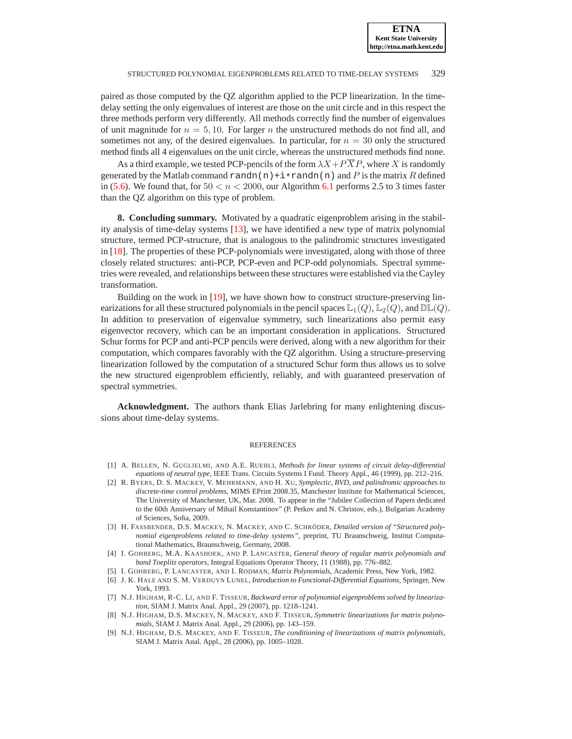paired as those computed by the QZ algorithm applied to the PCP linearization. In the time-delay setting the only eigenvalues of interest are those on the unit circle and in this respect the three methods perform very differently. All methods correctly find the number of eigenvalues of unit magnitude for $n = 5, 10$. For larger $n$ the unstructured methods do not find all, and sometimes not any, of the desired eigenvalues. In particular, for $n = 30$ only the structured method finds all 4 eigenvalues on the unit circle, whereas the unstructured methods find none.

As a third example, we tested PCP-pencils of the form $\lambda X + P\overline{X}P$, where $X$ is randomly generated by the Matlab command `randn(n)+i*randn(n)` and $P$ is the matrix $R$ defined in (5.6). We found that, for $50 < n < 2000$, our Algorithm 6.1 performs 2.5 to 3 times faster than the QZ algorithm on this type of problem.

**8. Concluding summary.** Motivated by a quadratic eigenproblem arising in the stability analysis of time-delay systems [13], we have identified a new type of matrix polynomial structure, termed PCP-structure, that is analogous to the palindromic structures investigated in [18]. The properties of these PCP-polynomials were investigated, along with those of three closely related structures: anti-PCP, PCP-even and PCP-odd polynomials. Spectral symmetries were revealed, and relationships between these structures were established via the Cayley transformation.

Building on the work in [19], we have shown how to construct structure-preserving linearizations for all these structured polynomials in the pencil spaces $\mathbb{L}_1(Q)$, $\mathbb{L}_2(Q)$, and $\mathbb{DL}(Q)$. In addition to preservation of eigenvalue symmetry, such linearizations also permit easy eigenvector recovery, which can be an important consideration in applications. Structured Schur forms for PCP and anti-PCP pencils were derived, along with a new algorithm for their computation, which compares favorably with the QZ algorithm. Using a structure-preserving linearization followed by the computation of a structured Schur form thus allows us to solve the new structured eigenproblem efficiently, reliably, and with guaranteed preservation of spectral symmetries.

**Acknowledgment.** The authors thank Elias Jarlebring for many enlightening discussions about time-delay systems.

## REFERENCES

[1] A. Bellen, N. Guglielmi, and A.E. Ruehli, *Methods for linear systems of circuit delay-differential equations of neutral type*, IEEE Trans. Circuits Systems I Fund. Theory Appl., 46 (1999), pp. 212–216.

[2] R. Byers, D. S. Mackey, V. Mehrmann, and H. Xu, *Symplectic, BVD, and palindromic approaches to discrete-time control problems*, MIMS EPrint 2008.35, Manchester Institute for Mathematical Sciences, The University of Manchester, UK, Mar. 2008. To appear in the "Jubilee Collection of Papers dedicated to the 60th Anniversary of Mihail Konstantinov" (P. Petkov and N. Christov, eds.), Bulgarian Academy of Sciences, Sofia, 2009.

[3] H. Fassbender, D.S. Mackey, N. Mackey, and C. Schröder, *Detailed version of "Structured polynomial eigenproblems related to time-delay systems"*, preprint, TU Braunschweig, Institut Computational Mathematics, Braunschweig, Germany, 2008.

[4] I. Gohberg, M.A. Kaashoek, and P. Lancaster, *General theory of regular matrix polynomials and band Toeplitz operators*, Integral Equations Operator Theory, 11 (1988), pp. 776–882.

[5] I. Gohberg, P. Lancaster, and I. Rodman, *Matrix Polynomials*, Academic Press, New York, 1982.

[6] J. K. Hale and S. M. Verduyn Lunel, *Introduction to Functional-Differential Equations*, Springer, New York, 1993.

[7] N.J. Higham, R-C. Li, and F. Tisseur, *Backward error of polynomial eigenproblems solved by linearization*, SIAM J. Matrix Anal. Appl., 29 (2007), pp. 1218–1241.

[8] N.J. Higham, D.S. Mackey, N. Mackey, and F. Tisseur, *Symmetric linearizations for matrix polynomials*, SIAM J. Matrix Anal. Appl., 29 (2006), pp. 143–159.

[9] N.J. Higham, D.S. Mackey, and F. Tisseur, *The conditioning of linearizations of matrix polynomials*, SIAM J. Matrix Anal. Appl., 28 (2006), pp. 1005–1028.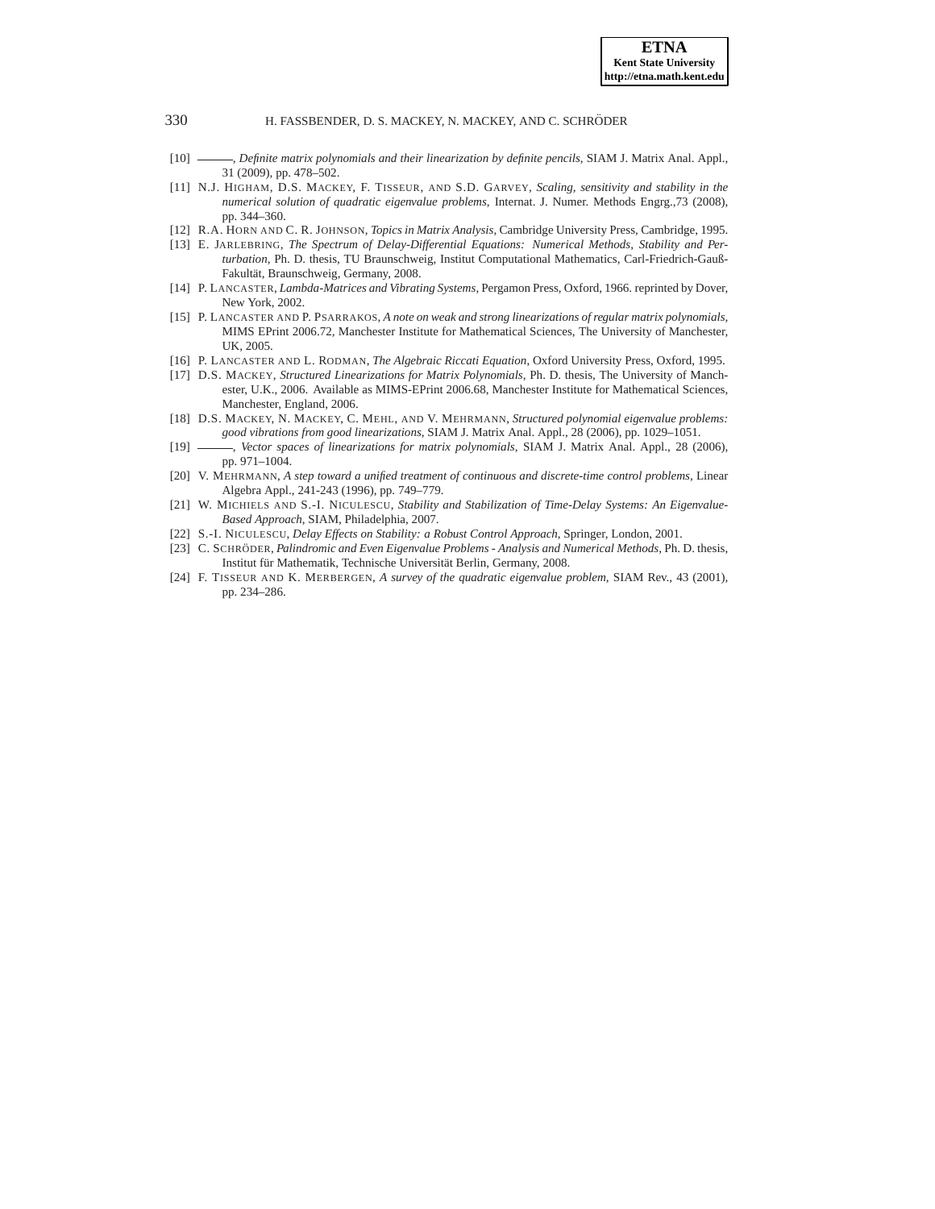[10] ———, *Definite matrix polynomials and their linearization by definite pencils*, SIAM J. Matrix Anal. Appl., 31 (2009), pp. 478–502.

[11] N.J. Higham, D.S. Mackey, F. Tisseur, and S.D. Garvey, *Scaling, sensitivity and stability in the numerical solution of quadratic eigenvalue problems*, Internat. J. Numer. Methods Engrg.,73 (2008), pp. 344–360.

[12] R.A. Horn and C. R. Johnson, *Topics in Matrix Analysis*, Cambridge University Press, Cambridge, 1995.

[13] E. Jarlebring, *The Spectrum of Delay-Differential Equations: Numerical Methods, Stability and Perturbation*, Ph. D. thesis, TU Braunschweig, Institut Computational Mathematics, Carl-Friedrich-Gauß-Fakultät, Braunschweig, Germany, 2008.

[14] P. Lancaster, *Lambda-Matrices and Vibrating Systems*, Pergamon Press, Oxford, 1966. reprinted by Dover, New York, 2002.

[15] P. Lancaster and P. Psarrakos, *A note on weak and strong linearizations of regular matrix polynomials*, MIMS EPrint 2006.72, Manchester Institute for Mathematical Sciences, The University of Manchester, UK, 2005.

[16] P. Lancaster and L. Rodman, *The Algebraic Riccati Equation*, Oxford University Press, Oxford, 1995.

[17] D.S. Mackey, *Structured Linearizations for Matrix Polynomials*, Ph. D. thesis, The University of Manchester, U.K., 2006. Available as MIMS-EPrint 2006.68, Manchester Institute for Mathematical Sciences, Manchester, England, 2006.

[18] D.S. Mackey, N. Mackey, C. Mehl, and V. Mehrmann, *Structured polynomial eigenvalue problems: good vibrations from good linearizations*, SIAM J. Matrix Anal. Appl., 28 (2006), pp. 1029–1051.

[19] ———, *Vector spaces of linearizations for matrix polynomials*, SIAM J. Matrix Anal. Appl., 28 (2006), pp. 971–1004.

[20] V. Mehrmann, *A step toward a unified treatment of continuous and discrete-time control problems*, Linear Algebra Appl., 241-243 (1996), pp. 749–779.

[21] W. Michiels and S.-I. Niculescu, *Stability and Stabilization of Time-Delay Systems: An Eigenvalue-Based Approach*, SIAM, Philadelphia, 2007.

[22] S.-I. Niculescu, *Delay Effects on Stability: a Robust Control Approach*, Springer, London, 2001.

[23] C. Schröder, *Palindromic and Even Eigenvalue Problems - Analysis and Numerical Methods*, Ph. D. thesis, Institut für Mathematik, Technische Universität Berlin, Germany, 2008.

[24] F. Tisseur and K. Merbergen, *A survey of the quadratic eigenvalue problem*, SIAM Rev., 43 (2001), pp. 234–286.